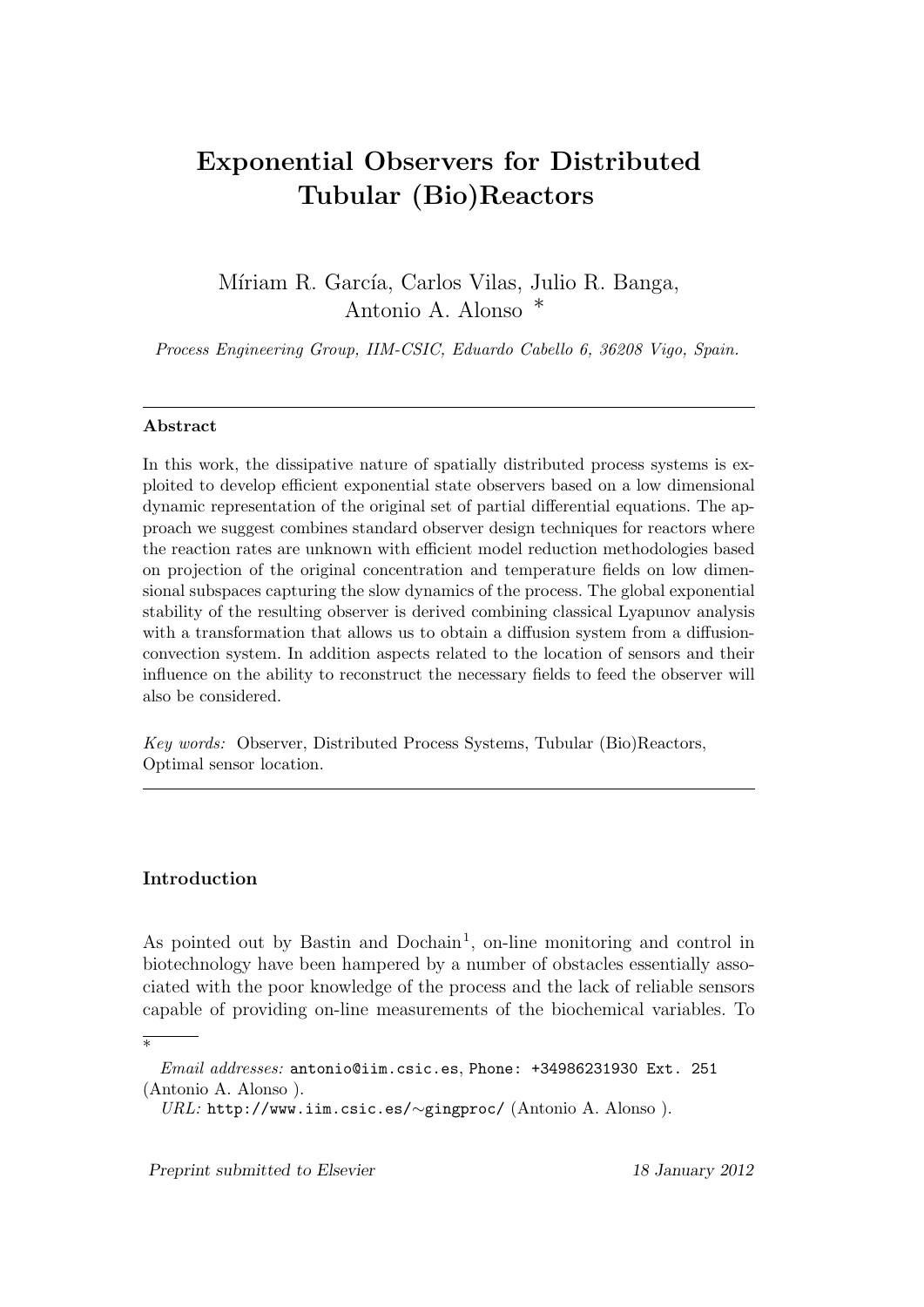# Exponential Observers for Distributed Tubular (Bio)Reactors

Míriam R. García, Carlos Vilas, Julio R. Banga, Antonio A. Alonso *

*Process Engineering Group, IIM-CSIC, Eduardo Cabello 6, 36208 Vigo, Spain.*

---

**Abstract**

In this work, the dissipative nature of spatially distributed process systems is exploited to develop efficient exponential state observers based on a low dimensional dynamic representation of the original set of partial differential equations. The approach we suggest combines standard observer design techniques for reactors where the reaction rates are unknown with efficient model reduction methodologies based on projection of the original concentration and temperature fields on low dimensional subspaces capturing the slow dynamics of the process. The global exponential stability of the resulting observer is derived combining classical Lyapunov analysis with a transformation that allows us to obtain a diffusion system from a diffusion-convection system. In addition aspects related to the location of sensors and their influence on the ability to reconstruct the necessary fields to feed the observer will also be considered.

*Key words:* Observer, Distributed Process Systems, Tubular (Bio)Reactors, Optimal sensor location.

---

## Introduction

As pointed out by Bastin and Dochain[1], on-line monitoring and control in biotechnology have been hampered by a number of obstacles essentially associated with the poor knowledge of the process and the lack of reliable sensors capable of providing on-line measurements of the biochemical variables. To

---

* *Email addresses:* antonio@iim.csic.es, Phone: +34986231930 Ext. 251 (Antonio A. Alonso ).
*URL:* http://www.iim.csic.es/∼gingproc/ (Antonio A. Alonso ).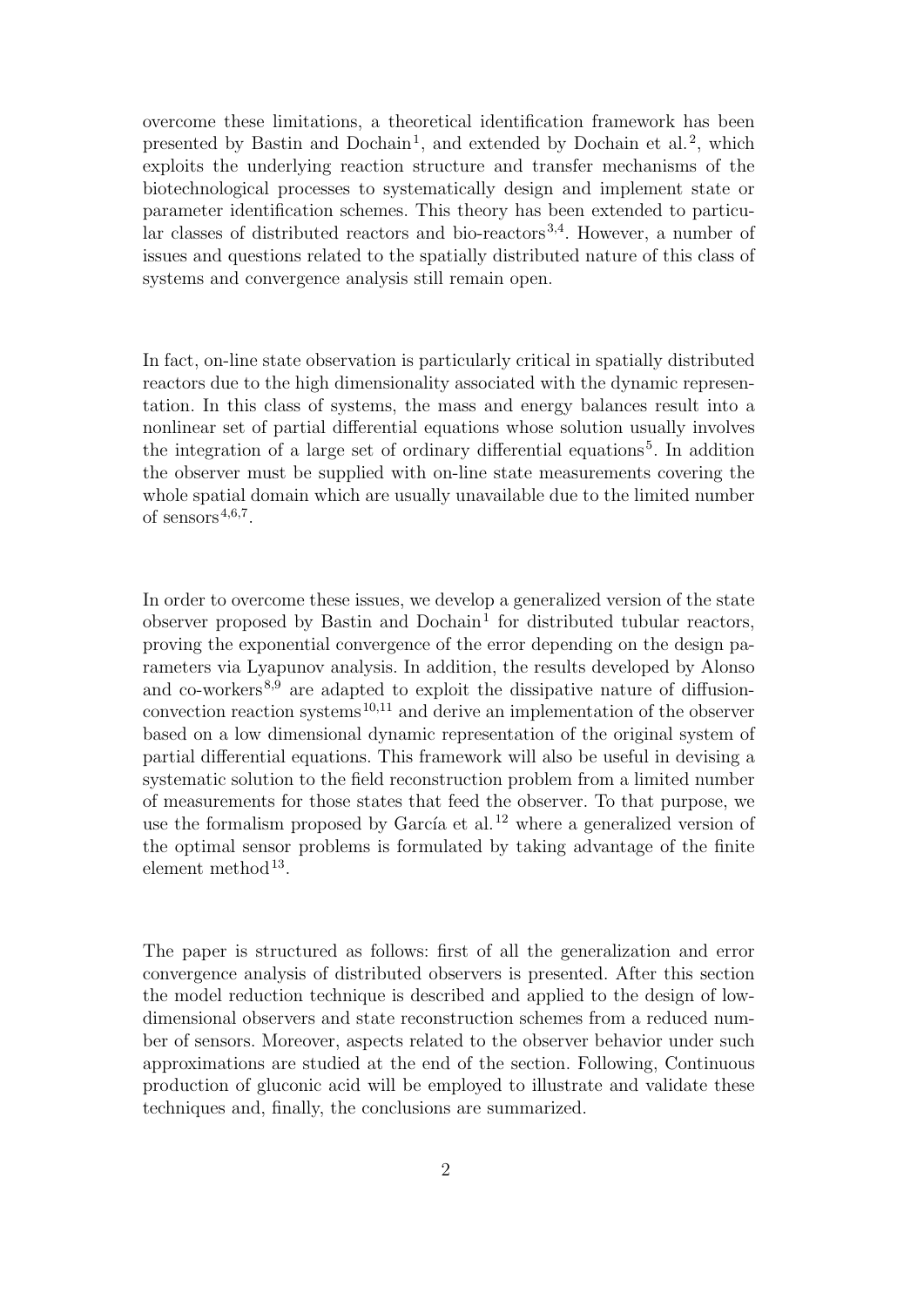overcome these limitations, a theoretical identification framework has been presented by Bastin and Dochain[1], and extended by Dochain et al.[2], which exploits the underlying reaction structure and transfer mechanisms of the biotechnological processes to systematically design and implement state or parameter identification schemes. This theory has been extended to particular classes of distributed reactors and bio-reactors[3,4]. However, a number of issues and questions related to the spatially distributed nature of this class of systems and convergence analysis still remain open.

In fact, on-line state observation is particularly critical in spatially distributed reactors due to the high dimensionality associated with the dynamic representation. In this class of systems, the mass and energy balances result into a nonlinear set of partial differential equations whose solution usually involves the integration of a large set of ordinary differential equations[5]. In addition the observer must be supplied with on-line state measurements covering the whole spatial domain which are usually unavailable due to the limited number of sensors[4,6,7].

In order to overcome these issues, we develop a generalized version of the state observer proposed by Bastin and Dochain[1] for distributed tubular reactors, proving the exponential convergence of the error depending on the design parameters via Lyapunov analysis. In addition, the results developed by Alonso and co-workers[8,9] are adapted to exploit the dissipative nature of diffusion-convection reaction systems[10,11] and derive an implementation of the observer based on a low dimensional dynamic representation of the original system of partial differential equations. This framework will also be useful in devising a systematic solution to the field reconstruction problem from a limited number of measurements for those states that feed the observer. To that purpose, we use the formalism proposed by García et al.[12] where a generalized version of the optimal sensor problems is formulated by taking advantage of the finite element method[13].

The paper is structured as follows: first of all the generalization and error convergence analysis of distributed observers is presented. After this section the model reduction technique is described and applied to the design of low-dimensional observers and state reconstruction schemes from a reduced number of sensors. Moreover, aspects related to the observer behavior under such approximations are studied at the end of the section. Following, Continuous production of gluconic acid will be employed to illustrate and validate these techniques and, finally, the conclusions are summarized.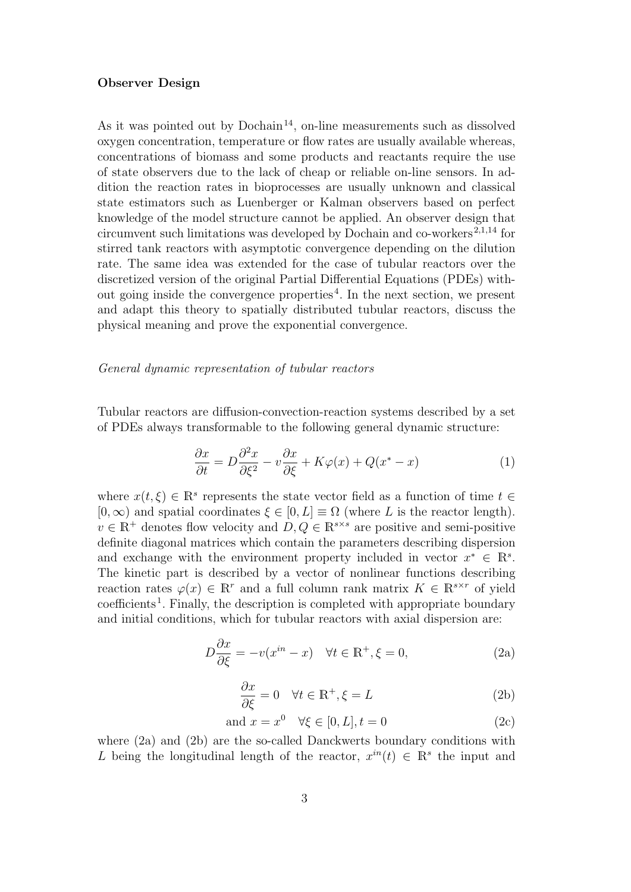### Observer Design

As it was pointed out by Dochain[14], on-line measurements such as dissolved oxygen concentration, temperature or flow rates are usually available whereas, concentrations of biomass and some products and reactants require the use of state observers due to the lack of cheap or reliable on-line sensors. In addition the reaction rates in bioprocesses are usually unknown and classical state estimators such as Luenberger or Kalman observers based on perfect knowledge of the model structure cannot be applied. An observer design that circumvent such limitations was developed by Dochain and co-workers[2,1,14] for stirred tank reactors with asymptotic convergence depending on the dilution rate. The same idea was extended for the case of tubular reactors over the discretized version of the original Partial Differential Equations (PDEs) without going inside the convergence properties[4]. In the next section, we present and adapt this theory to spatially distributed tubular reactors, discuss the physical meaning and prove the exponential convergence.

*General dynamic representation of tubular reactors*

Tubular reactors are diffusion-convection-reaction systems described by a set of PDEs always transformable to the following general dynamic structure:

$$\frac{\partial x}{\partial t} = D\frac{\partial^2 x}{\partial \xi^2} - v\frac{\partial x}{\partial \xi} + K\varphi(x) + Q(x^* - x) \tag{1}$$

where $x(t,\xi) \in \mathbb{R}^s$ represents the state vector field as a function of time $t \in [0, \infty)$ and spatial coordinates $\xi \in [0, L] \equiv \Omega$ (where $L$ is the reactor length). $v \in \mathbb{R}^+$ denotes flow velocity and $D, Q \in \mathbb{R}^{s \times s}$ are positive and semi-positive definite diagonal matrices which contain the parameters describing dispersion and exchange with the environment property included in vector $x^* \in \mathbb{R}^s$. The kinetic part is described by a vector of nonlinear functions describing reaction rates $\varphi(x) \in \mathbb{R}^r$ and a full column rank matrix $K \in \mathbb{R}^{s \times r}$ of yield coefficients[1]. Finally, the description is completed with appropriate boundary and initial conditions, which for tubular reactors with axial dispersion are:

$$D\frac{\partial x}{\partial \xi} = -v(x^{in} - x) \quad \forall t \in \mathbb{R}^+, \xi = 0, \tag{2a}$$

$$\frac{\partial x}{\partial \xi} = 0 \quad \forall t \in \mathbb{R}^+, \xi = L \tag{2b}$$

$$\text{and } x = x^0 \quad \forall \xi \in [0, L], t = 0 \tag{2c}$$

where (2a) and (2b) are the so-called Danckwerts boundary conditions with $L$ being the longitudinal length of the reactor, $x^{in}(t) \in \mathbb{R}^s$ the input and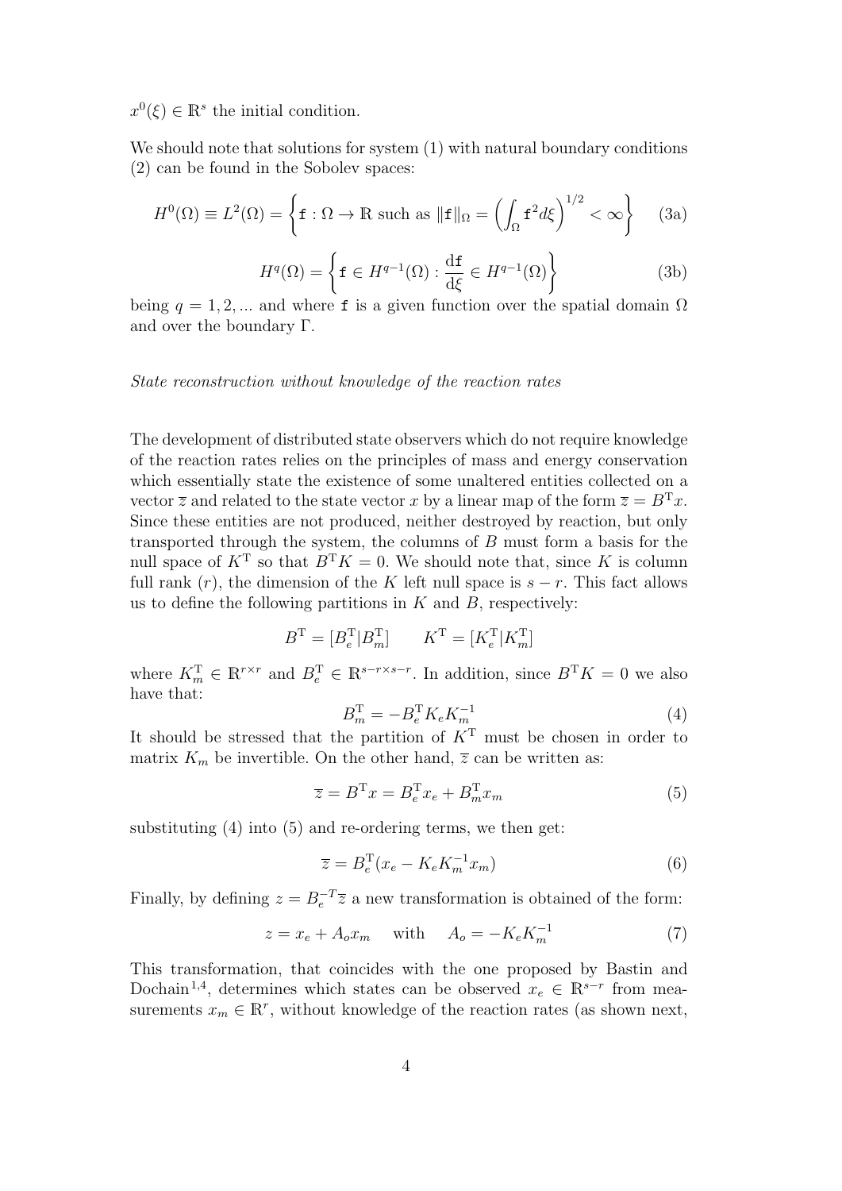$x^0(\xi) \in \mathbb{R}^s$ the initial condition.

We should note that solutions for system (1) with natural boundary conditions (2) can be found in the Sobolev spaces:

$$H^0(\Omega) \equiv L^2(\Omega) = \left\{ \mathtt{f} : \Omega \to \mathbb{R} \text{ such as } \|\mathtt{f}\|_\Omega = \left( \int_\Omega \mathtt{f}^2 d\xi \right)^{1/2} < \infty \right\} \tag{3a}$$

$$H^q(\Omega) = \left\{ \mathtt{f} \in H^{q-1}(\Omega) : \frac{\mathrm{d}\mathtt{f}}{\mathrm{d}\xi} \in H^{q-1}(\Omega) \right\} \tag{3b}$$

being $q = 1, 2, ...$ and where $\mathtt{f}$ is a given function over the spatial domain $\Omega$ and over the boundary $\Gamma$.

*State reconstruction without knowledge of the reaction rates*

The development of distributed state observers which do not require knowledge of the reaction rates relies on the principles of mass and energy conservation which essentially state the existence of some unaltered entities collected on a vector $\overline{z}$ and related to the state vector $x$ by a linear map of the form $\overline{z} = B^{\mathrm{T}}x$. Since these entities are not produced, neither destroyed by reaction, but only transported through the system, the columns of $B$ must form a basis for the null space of $K^{\mathrm{T}}$ so that $B^{\mathrm{T}}K = 0$. We should note that, since $K$ is column full rank ($r$), the dimension of the $K$ left null space is $s - r$. This fact allows us to define the following partitions in $K$ and $B$, respectively:

$$B^{\mathrm{T}} = [B_e^{\mathrm{T}} | B_m^{\mathrm{T}}] \qquad K^{\mathrm{T}} = [K_e^{\mathrm{T}} | K_m^{\mathrm{T}}]$$

where $K_m^{\mathrm{T}} \in \mathbb{R}^{r \times r}$ and $B_e^{\mathrm{T}} \in \mathbb{R}^{s-r \times s-r}$. In addition, since $B^{\mathrm{T}}K = 0$ we also have that:

$$B_m^{\mathrm{T}} = -B_e^{\mathrm{T}} K_e K_m^{-1} \tag{4}$$

It should be stressed that the partition of $K^{\mathrm{T}}$ must be chosen in order to matrix $K_m$ be invertible. On the other hand, $\overline{z}$ can be written as:

$$\overline{z} = B^{\mathrm{T}}x = B_e^{\mathrm{T}} x_e + B_m^{\mathrm{T}} x_m \tag{5}$$

substituting (4) into (5) and re-ordering terms, we then get:

$$\overline{z} = B_e^{\mathrm{T}}(x_e - K_e K_m^{-1} x_m) \tag{6}$$

Finally, by defining $z = B_e^{-T}\overline{z}$ a new transformation is obtained of the form:

$$z = x_e + A_o x_m \quad \text{ with } \quad A_o = -K_e K_m^{-1} \tag{7}$$

This transformation, that coincides with the one proposed by Bastin and Dochain[1,4], determines which states can be observed $x_e \in \mathbb{R}^{s-r}$ from measurements $x_m \in \mathbb{R}^r$, without knowledge of the reaction rates (as shown next,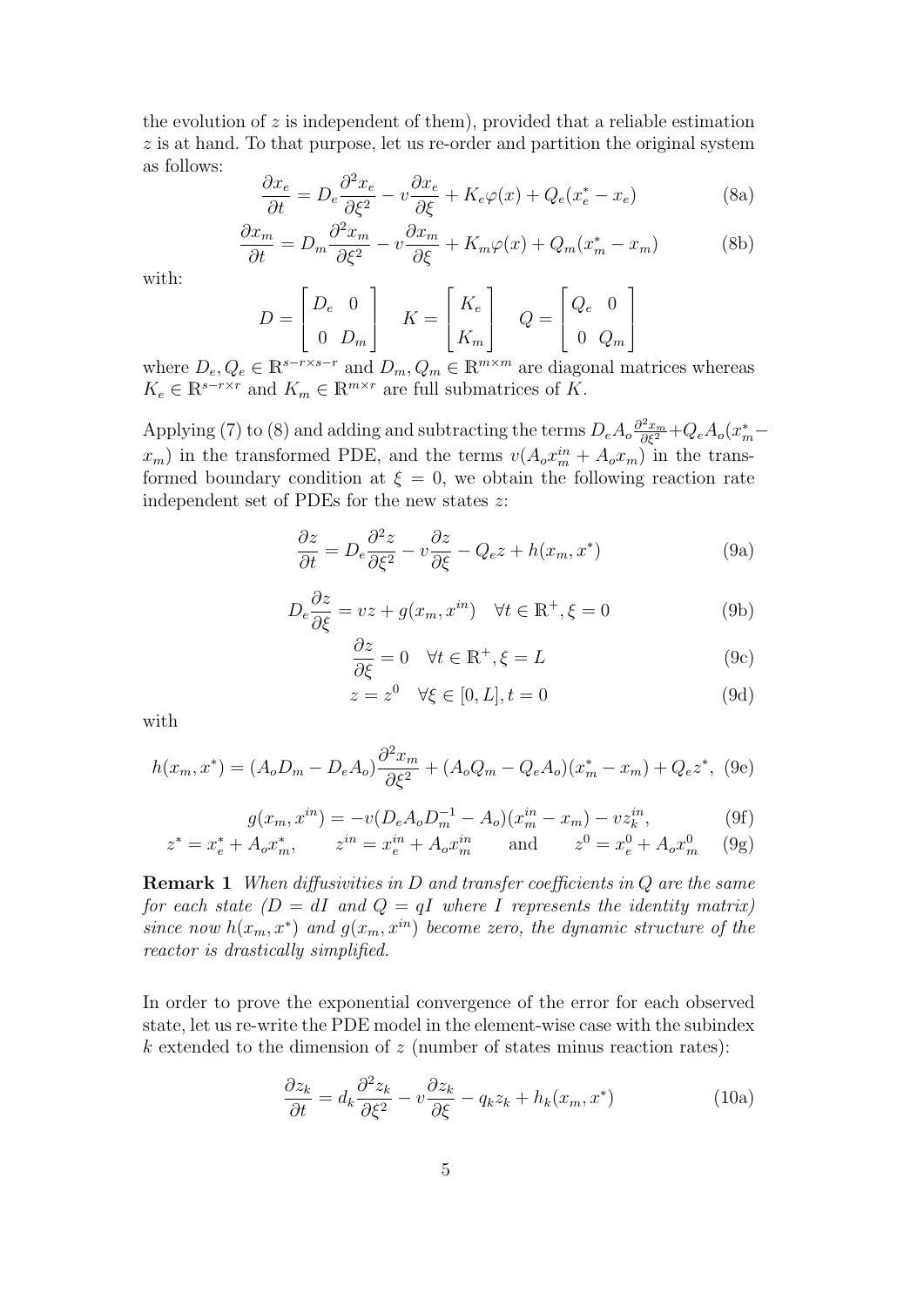the evolution of $z$ is independent of them), provided that a reliable estimation $z$ is at hand. To that purpose, let us re-order and partition the original system as follows:

$$\frac{\partial x_e}{\partial t} = D_e \frac{\partial^2 x_e}{\partial \xi^2} - v\frac{\partial x_e}{\partial \xi} + K_e \varphi(x) + Q_e(x_e^* - x_e) \tag{8a}$$

$$\frac{\partial x_m}{\partial t} = D_m \frac{\partial^2 x_m}{\partial \xi^2} - v\frac{\partial x_m}{\partial \xi} + K_m \varphi(x) + Q_m(x_m^* - x_m) \tag{8b}$$

with:

$$D = \begin{bmatrix} D_e & 0 \\ 0 & D_m \end{bmatrix} \quad K = \begin{bmatrix} K_e \\ K_m \end{bmatrix} \quad Q = \begin{bmatrix} Q_e & 0 \\ 0 & Q_m \end{bmatrix}$$

where $D_e, Q_e \in \mathbb{R}^{s-r \times s-r}$ and $D_m, Q_m \in \mathbb{R}^{m \times m}$ are diagonal matrices whereas $K_e \in \mathbb{R}^{s-r \times r}$ and $K_m \in \mathbb{R}^{m \times r}$ are full submatrices of $K$.

Applying (7) to (8) and adding and subtracting the terms $D_e A_o \frac{\partial^2 x_m}{\partial \xi^2} + Q_e A_o(x_m^* - x_m)$ in the transformed PDE, and the terms $v(A_o x_m^{in} + A_o x_m)$ in the transformed boundary condition at $\xi = 0$, we obtain the following reaction rate independent set of PDEs for the new states $z$:

$$\frac{\partial z}{\partial t} = D_e \frac{\partial^2 z}{\partial \xi^2} - v\frac{\partial z}{\partial \xi} - Q_e z + h(x_m, x^*) \tag{9a}$$

$$D_e \frac{\partial z}{\partial \xi} = vz + g(x_m, x^{in}) \quad \forall t \in \mathbb{R}^+, \xi = 0 \tag{9b}$$

$$\frac{\partial z}{\partial \xi} = 0 \quad \forall t \in \mathbb{R}^+, \xi = L \tag{9c}$$

$$z = z^0 \quad \forall \xi \in [0, L], t = 0 \tag{9d}$$

with

$$h(x_m, x^*) = (A_o D_m - D_e A_o)\frac{\partial^2 x_m}{\partial \xi^2} + (A_o Q_m - Q_e A_o)(x_m^* - x_m) + Q_e z^*, \tag{9e}$$

$$g(x_m, x^{in}) = -v(D_e A_o D_m^{-1} - A_o)(x_m^{in} - x_m) - v z_k^{in}, \tag{9f}$$

$$z^* = x_e^* + A_o x_m^*, \qquad z^{in} = x_e^{in} + A_o x_m^{in} \qquad \text{and} \qquad z^0 = x_e^0 + A_o x_m^0 \tag{9g}$$

**Remark 1** *When diffusivities in $D$ and transfer coefficients in $Q$ are the same for each state ($D = dI$ and $Q = qI$ where $I$ represents the identity matrix) since now $h(x_m, x^*)$ and $g(x_m, x^{in})$ become zero, the dynamic structure of the reactor is drastically simplified.*

In order to prove the exponential convergence of the error for each observed state, let us re-write the PDE model in the element-wise case with the subindex $k$ extended to the dimension of $z$ (number of states minus reaction rates):

$$\frac{\partial z_k}{\partial t} = d_k \frac{\partial^2 z_k}{\partial \xi^2} - v\frac{\partial z_k}{\partial \xi} - q_k z_k + h_k(x_m, x^*) \tag{10a}$$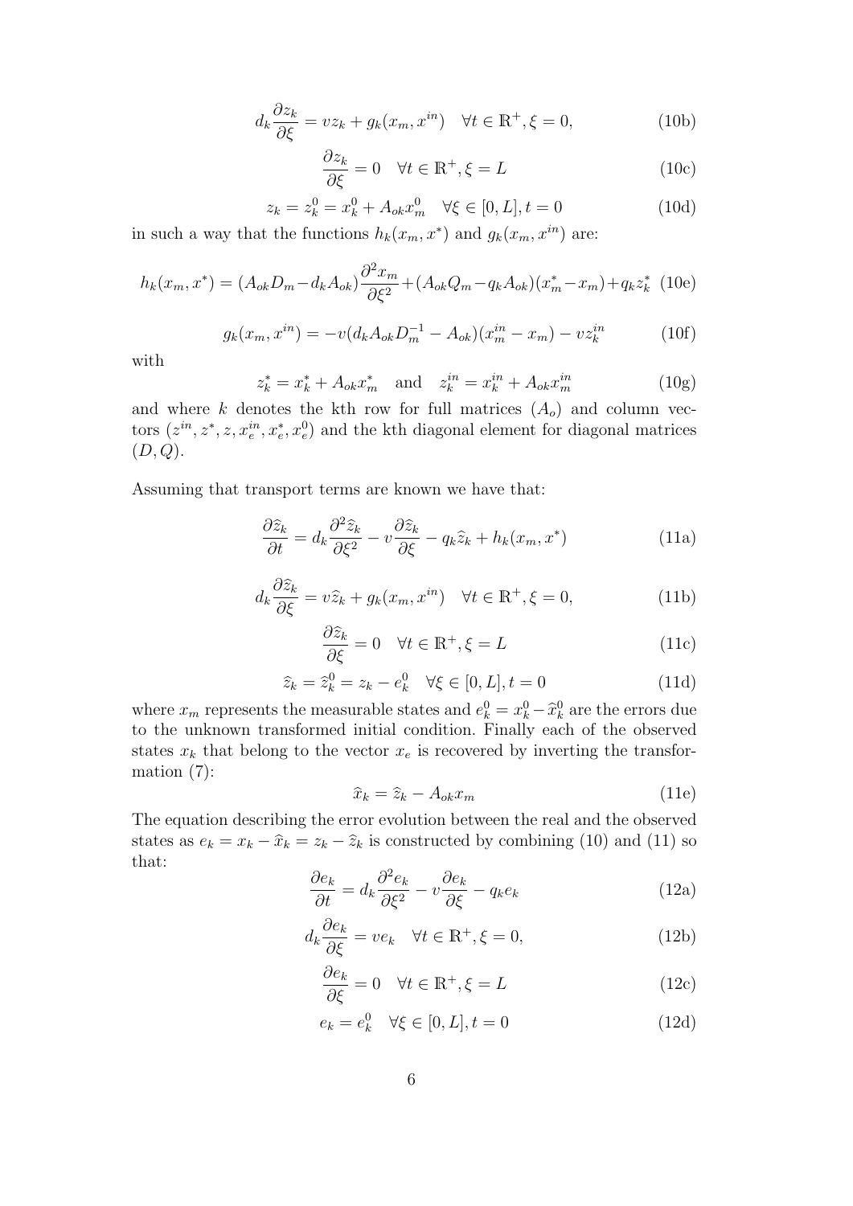$$d_k \frac{\partial z_k}{\partial \xi} = v z_k + g_k(x_m, x^{in}) \quad \forall t \in \mathbb{R}^+, \xi = 0, \tag{10b}$$

$$\frac{\partial z_k}{\partial \xi} = 0 \quad \forall t \in \mathbb{R}^+, \xi = L \tag{10c}$$

$$z_k = z_k^0 = x_k^0 + A_{ok} x_m^0 \quad \forall \xi \in [0, L], t = 0 \tag{10d}$$

in such a way that the functions $h_k(x_m, x^*)$ and $g_k(x_m, x^{in})$ are:

$$h_k(x_m, x^*) = (A_{ok} D_m - d_k A_{ok}) \frac{\partial^2 x_m}{\partial \xi^2} + (A_{ok} Q_m - q_k A_{ok})(x_m^* - x_m) + q_k z_k^* \tag{10e}$$

$$g_k(x_m, x^{in}) = -v(d_k A_{ok} D_m^{-1} - A_{ok})(x_m^{in} - x_m) - v z_k^{in} \tag{10f}$$

with

$$z_k^* = x_k^* + A_{ok} x_m^* \quad \text{and} \quad z_k^{in} = x_k^{in} + A_{ok} x_m^{in} \tag{10g}$$

and where $k$ denotes the kth row for full matrices ($A_o$) and column vectors ($z^{in}, z^*, z, x_e^{in}, x_e^*, x_e^0$) and the kth diagonal element for diagonal matrices ($D, Q$).

Assuming that transport terms are known we have that:

$$\frac{\partial \widehat{z}_k}{\partial t} = d_k \frac{\partial^2 \widehat{z}_k}{\partial \xi^2} - v \frac{\partial \widehat{z}_k}{\partial \xi} - q_k \widehat{z}_k + h_k(x_m, x^*) \tag{11a}$$

$$d_k \frac{\partial \widehat{z}_k}{\partial \xi} = v \widehat{z}_k + g_k(x_m, x^{in}) \quad \forall t \in \mathbb{R}^+, \xi = 0, \tag{11b}$$

$$\frac{\partial \widehat{z}_k}{\partial \xi} = 0 \quad \forall t \in \mathbb{R}^+, \xi = L \tag{11c}$$

$$\widehat{z}_k = \widehat{z}_k^0 = z_k - e_k^0 \quad \forall \xi \in [0, L], t = 0 \tag{11d}$$

where $x_m$ represents the measurable states and $e_k^0 = x_k^0 - \widehat{x}_k^0$ are the errors due to the unknown transformed initial condition. Finally each of the observed states $x_k$ that belong to the vector $x_e$ is recovered by inverting the transformation (7):

$$\widehat{x}_k = \widehat{z}_k - A_{ok} x_m \tag{11e}$$

The equation describing the error evolution between the real and the observed states as $e_k = x_k - \widehat{x}_k = z_k - \widehat{z}_k$ is constructed by combining (10) and (11) so that:

$$\frac{\partial e_k}{\partial t} = d_k \frac{\partial^2 e_k}{\partial \xi^2} - v \frac{\partial e_k}{\partial \xi} - q_k e_k \tag{12a}$$

$$d_k \frac{\partial e_k}{\partial \xi} = v e_k \quad \forall t \in \mathbb{R}^+, \xi = 0, \tag{12b}$$

$$\frac{\partial e_k}{\partial \xi} = 0 \quad \forall t \in \mathbb{R}^+, \xi = L \tag{12c}$$

$$e_k = e_k^0 \quad \forall \xi \in [0, L], t = 0 \tag{12d}$$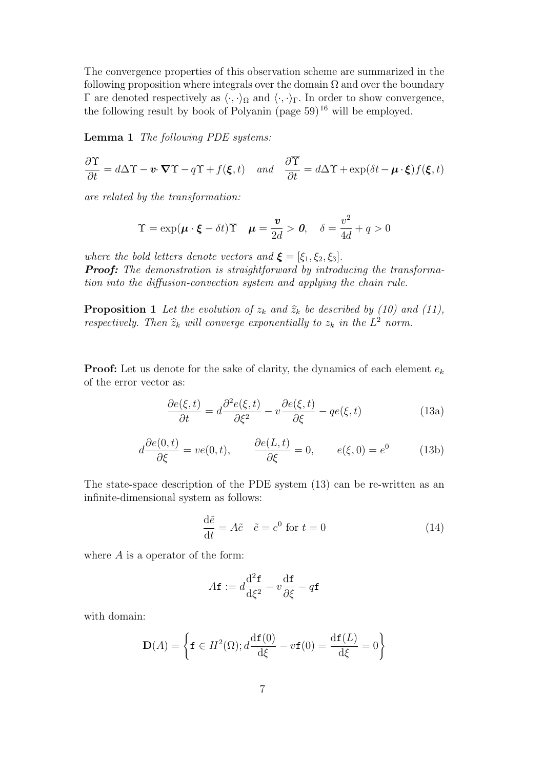The convergence properties of this observation scheme are summarized in the following proposition where integrals over the domain $\Omega$ and over the boundary $\Gamma$ are denoted respectively as $\langle \cdot, \cdot \rangle_\Omega$ and $\langle \cdot, \cdot \rangle_\Gamma$. In order to show convergence, the following result by book of Polyanin (page 59)[16] will be employed.

**Lemma 1** *The following PDE systems:*

$$\frac{\partial \Upsilon}{\partial t} = d\Delta\Upsilon - \boldsymbol{v}\cdot\boldsymbol{\nabla}\Upsilon - q\Upsilon + f(\boldsymbol{\xi}, t) \quad \textit{and} \quad \frac{\partial \overline{\Upsilon}}{\partial t} = d\Delta\overline{\Upsilon} + \exp(\delta t - \boldsymbol{\mu}\cdot\boldsymbol{\xi})f(\boldsymbol{\xi}, t)$$

*are related by the transformation:*

$$\Upsilon = \exp(\boldsymbol{\mu}\cdot\boldsymbol{\xi} - \delta t)\overline{\Upsilon} \quad \boldsymbol{\mu} = \frac{\boldsymbol{v}}{2d} > \boldsymbol{0}, \quad \delta = \frac{v^2}{4d} + q > 0$$

*where the bold letters denote vectors and $\boldsymbol{\xi} = [\xi_1, \xi_2, \xi_3]$.*
***Proof:*** *The demonstration is straightforward by introducing the transformation into the diffusion-convection system and applying the chain rule.*

**Proposition 1** *Let the evolution of $z_k$ and $\widehat{z}_k$ be described by (10) and (11), respectively. Then $\widehat{z}_k$ will converge exponentially to $z_k$ in the $L^2$ norm.*

**Proof:** Let us denote for the sake of clarity, the dynamics of each element $e_k$ of the error vector as:

$$\frac{\partial e(\xi, t)}{\partial t} = d\frac{\partial^2 e(\xi, t)}{\partial \xi^2} - v\frac{\partial e(\xi, t)}{\partial \xi} - qe(\xi, t) \tag{13a}$$

$$d\frac{\partial e(0, t)}{\partial \xi} = ve(0, t), \qquad \frac{\partial e(L, t)}{\partial \xi} = 0, \qquad e(\xi, 0) = e^0 \tag{13b}$$

The state-space description of the PDE system (13) can be re-written as an infinite-dimensional system as follows:

$$\frac{\mathrm{d}\tilde{e}}{\mathrm{d}t} = A\tilde{e} \quad \tilde{e} = e^0 \text{ for } t = 0 \tag{14}$$

where $A$ is a operator of the form:

$$A\mathtt{f} := d\frac{\mathrm{d}^2\mathtt{f}}{\mathrm{d}\xi^2} - v\frac{\mathrm{d}\mathtt{f}}{\partial \xi} - q\mathtt{f}$$

with domain:

$$\mathbf{D}(A) = \left\{ \mathtt{f} \in H^2(\Omega); d\frac{\mathrm{d}\mathtt{f}(0)}{\mathrm{d}\xi} - v\mathtt{f}(0) = \frac{\mathrm{d}\mathtt{f}(L)}{\mathrm{d}\xi} = 0 \right\}$$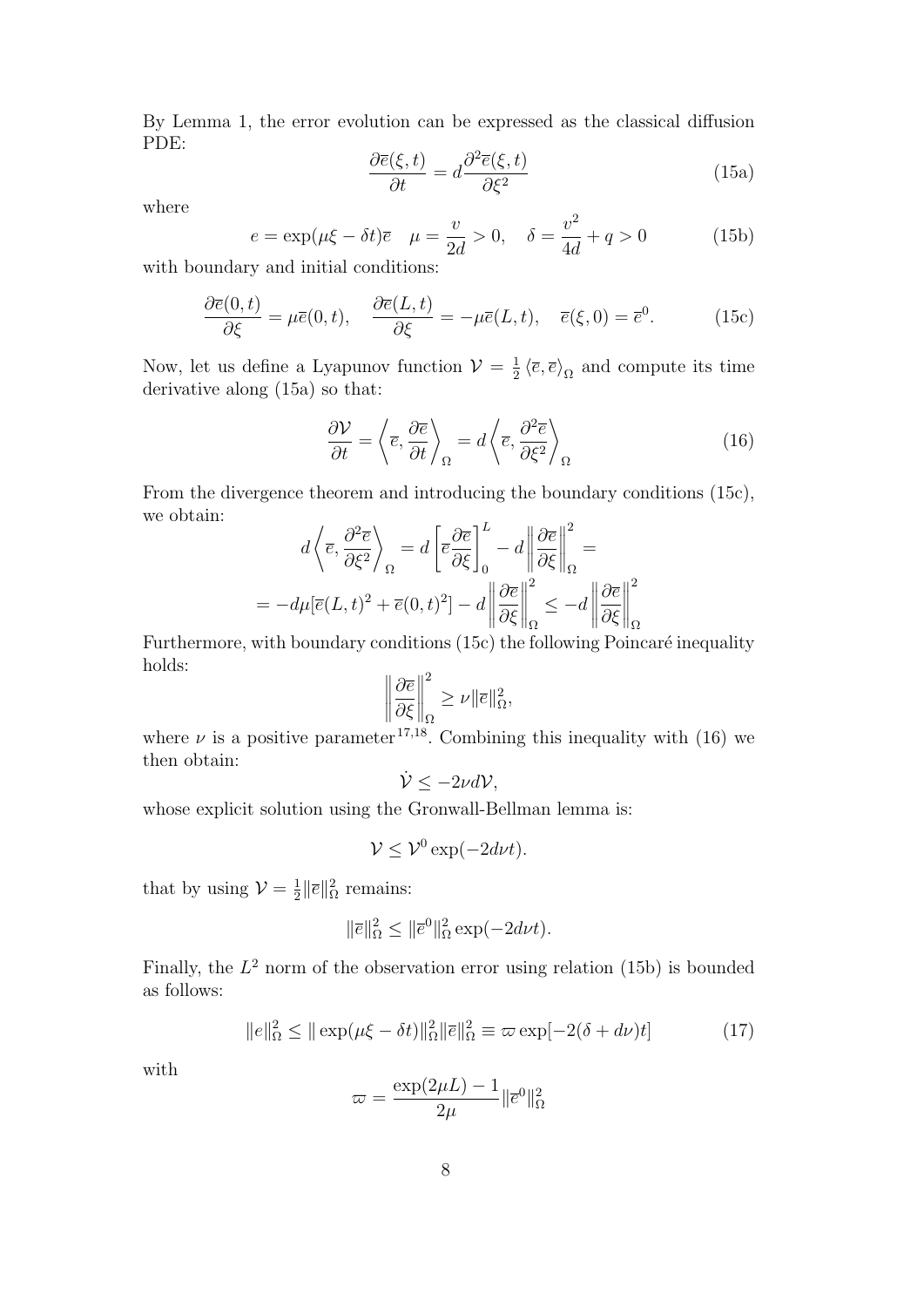By Lemma 1, the error evolution can be expressed as the classical diffusion PDE:

$$\frac{\partial \overline{e}(\xi,t)}{\partial t} = d\frac{\partial^2 \overline{e}(\xi,t)}{\partial \xi^2} \tag{15a}$$

where

$$e = \exp(\mu\xi - \delta t)\overline{e} \quad \mu = \frac{v}{2d} > 0, \quad \delta = \frac{v^2}{4d} + q > 0 \tag{15b}$$

with boundary and initial conditions:

$$\frac{\partial \overline{e}(0,t)}{\partial \xi} = \mu \overline{e}(0,t), \quad \frac{\partial \overline{e}(L,t)}{\partial \xi} = -\mu \overline{e}(L,t), \quad \overline{e}(\xi,0) = \overline{e}^0. \tag{15c}$$

Now, let us define a Lyapunov function $\mathcal{V} = \frac{1}{2}\left\langle \overline{e}, \overline{e} \right\rangle_\Omega$ and compute its time derivative along (15a) so that:

$$\frac{\partial \mathcal{V}}{\partial t} = \left\langle \overline{e}, \frac{\partial \overline{e}}{\partial t} \right\rangle_\Omega = d\left\langle \overline{e}, \frac{\partial^2 \overline{e}}{\partial \xi^2} \right\rangle_\Omega \tag{16}$$

From the divergence theorem and introducing the boundary conditions (15c), we obtain:

$$d\left\langle \overline{e}, \frac{\partial^2 \overline{e}}{\partial \xi^2} \right\rangle_\Omega = d\left[\overline{e}\frac{\partial \overline{e}}{\partial \xi}\right]_0^L - d\left\| \frac{\partial \overline{e}}{\partial \xi} \right\|_\Omega^2 =$$

$$= -d\mu[\overline{e}(L,t)^2 + \overline{e}(0,t)^2] - d\left\| \frac{\partial \overline{e}}{\partial \xi} \right\|_\Omega^2 \leq -d\left\| \frac{\partial \overline{e}}{\partial \xi} \right\|_\Omega^2$$

Furthermore, with boundary conditions (15c) the following Poincaré inequality holds:

$$\left\| \frac{\partial \overline{e}}{\partial \xi} \right\|_\Omega^2 \geq \nu \|\overline{e}\|_\Omega^2,$$

where $\nu$ is a positive parameter[17,18]. Combining this inequality with (16) we then obtain:

$$\dot{\mathcal{V}} \leq -2\nu d\mathcal{V},$$

whose explicit solution using the Gronwall-Bellman lemma is:

$$\mathcal{V} \leq \mathcal{V}^0 \exp(-2d\nu t).$$

that by using $\mathcal{V} = \frac{1}{2}\|\overline{e}\|_\Omega^2$ remains:

$$\|\overline{e}\|_\Omega^2 \leq \|\overline{e}^0\|_\Omega^2 \exp(-2d\nu t).$$

Finally, the $L^2$ norm of the observation error using relation (15b) is bounded as follows:

$$\|e\|_\Omega^2 \leq \|\exp(\mu\xi - \delta t)\|_\Omega^2 \|\overline{e}\|_\Omega^2 \equiv \varpi \exp[-2(\delta + d\nu)t] \tag{17}$$

with

$$\varpi = \frac{\exp(2\mu L) - 1}{2\mu}\|\overline{e}^0\|_\Omega^2$$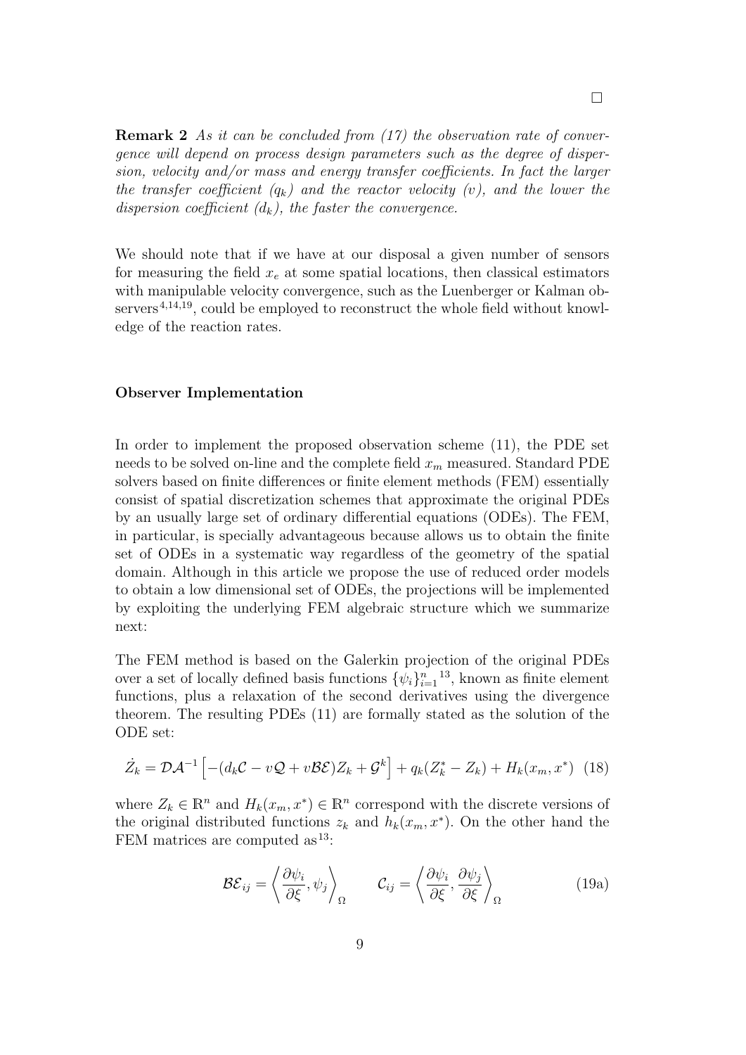□

**Remark 2** *As it can be concluded from (17) the observation rate of convergence will depend on process design parameters such as the degree of dispersion, velocity and/or mass and energy transfer coefficients. In fact the larger the transfer coefficient ($q_k$) and the reactor velocity ($v$), and the lower the dispersion coefficient ($d_k$), the faster the convergence.*

We should note that if we have at our disposal a given number of sensors for measuring the field $x_e$ at some spatial locations, then classical estimators with manipulable velocity convergence, such as the Luenberger or Kalman observers[4,14,19], could be employed to reconstruct the whole field without knowledge of the reaction rates.

### Observer Implementation

In order to implement the proposed observation scheme (11), the PDE set needs to be solved on-line and the complete field $x_m$ measured. Standard PDE solvers based on finite differences or finite element methods (FEM) essentially consist of spatial discretization schemes that approximate the original PDEs by an usually large set of ordinary differential equations (ODEs). The FEM, in particular, is specially advantageous because allows us to obtain the finite set of ODEs in a systematic way regardless of the geometry of the spatial domain. Although in this article we propose the use of reduced order models to obtain a low dimensional set of ODEs, the projections will be implemented by exploiting the underlying FEM algebraic structure which we summarize next:

The FEM method is based on the Galerkin projection of the original PDEs over a set of locally defined basis functions $\{\psi_i\}_{i=1}^{n}$[13], known as finite element functions, plus a relaxation of the second derivatives using the divergence theorem. The resulting PDEs (11) are formally stated as the solution of the ODE set:

$$\dot{Z}_k = \mathcal{D}\mathcal{A}^{-1}\left[-(d_k\mathcal{C} - v\mathcal{Q} + v\mathcal{BE})Z_k + \mathcal{G}^k\right] + q_k(Z_k^* - Z_k) + H_k(x_m, x^*) \quad (18)$$

where $Z_k \in \mathbb{R}^n$ and $H_k(x_m, x^*) \in \mathbb{R}^n$ correspond with the discrete versions of the original distributed functions $z_k$ and $h_k(x_m, x^*)$. On the other hand the FEM matrices are computed as[13]:

$$\mathcal{BE}_{ij} = \left\langle \frac{\partial \psi_i}{\partial \xi}, \psi_j \right\rangle_\Omega \qquad \mathcal{C}_{ij} = \left\langle \frac{\partial \psi_i}{\partial \xi}, \frac{\partial \psi_j}{\partial \xi} \right\rangle_\Omega \quad (19a)$$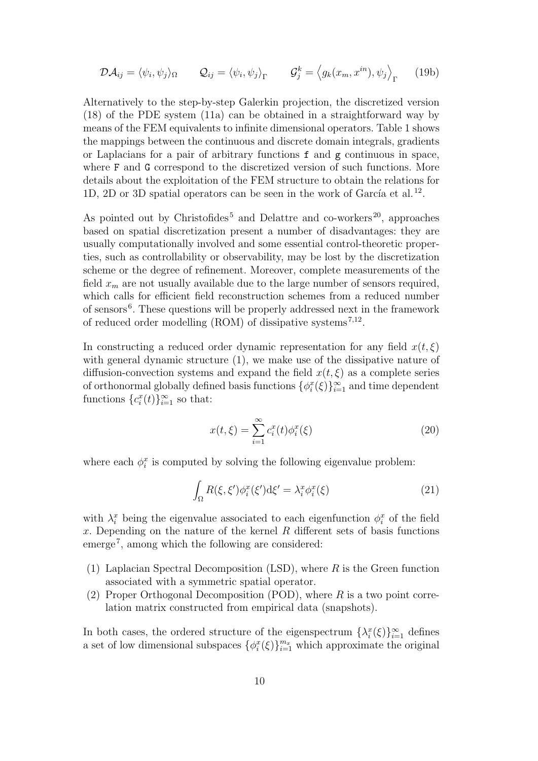$$\mathcal{DA}_{ij} = \langle \psi_i, \psi_j \rangle_\Omega \qquad \mathcal{Q}_{ij} = \langle \psi_i, \psi_j \rangle_\Gamma \qquad \mathcal{G}_j^k = \left\langle g_k(x_m, x^{in}), \psi_j \right\rangle_\Gamma \tag{19b}$$

Alternatively to the step-by-step Galerkin projection, the discretized version (18) of the PDE system (11a) can be obtained in a straightforward way by means of the FEM equivalents to infinite dimensional operators. Table 1 shows the mappings between the continuous and discrete domain integrals, gradients or Laplacians for a pair of arbitrary functions `f` and `g` continuous in space, where `F` and `G` correspond to the discretized version of such functions. More details about the exploitation of the FEM structure to obtain the relations for 1D, 2D or 3D spatial operators can be seen in the work of García et al.[12].

As pointed out by Christofides[5] and Delattre and co-workers[20], approaches based on spatial discretization present a number of disadvantages: they are usually computationally involved and some essential control-theoretic properties, such as controllability or observability, may be lost by the discretization scheme or the degree of refinement. Moreover, complete measurements of the field $x_m$ are not usually available due to the large number of sensors required, which calls for efficient field reconstruction schemes from a reduced number of sensors[6]. These questions will be properly addressed next in the framework of reduced order modelling (ROM) of dissipative systems[7,12].

In constructing a reduced order dynamic representation for any field $x(t, \xi)$ with general dynamic structure (1), we make use of the dissipative nature of diffusion-convection systems and expand the field $x(t, \xi)$ as a complete series of orthonormal globally defined basis functions $\{\phi_i^x(\xi)\}_{i=1}^{\infty}$ and time dependent functions $\{c_i^x(t)\}_{i=1}^{\infty}$ so that:

$$x(t, \xi) = \sum_{i=1}^{\infty} c_i^x(t) \phi_i^x(\xi) \tag{20}$$

where each $\phi_i^x$ is computed by solving the following eigenvalue problem:

$$\int_\Omega R(\xi, \xi') \phi_i^x(\xi') \mathrm{d}\xi' = \lambda_i^x \phi_i^x(\xi) \tag{21}$$

with $\lambda_i^x$ being the eigenvalue associated to each eigenfunction $\phi_i^x$ of the field $x$. Depending on the nature of the kernel $R$ different sets of basis functions emerge[7], among which the following are considered:

(1) Laplacian Spectral Decomposition (LSD), where $R$ is the Green function associated with a symmetric spatial operator.
(2) Proper Orthogonal Decomposition (POD), where $R$ is a two point correlation matrix constructed from empirical data (snapshots).

In both cases, the ordered structure of the eigenspectrum $\{\lambda_i^x(\xi)\}_{i=1}^{\infty}$ defines a set of low dimensional subspaces $\{\phi_i^x(\xi)\}_{i=1}^{m_x}$ which approximate the original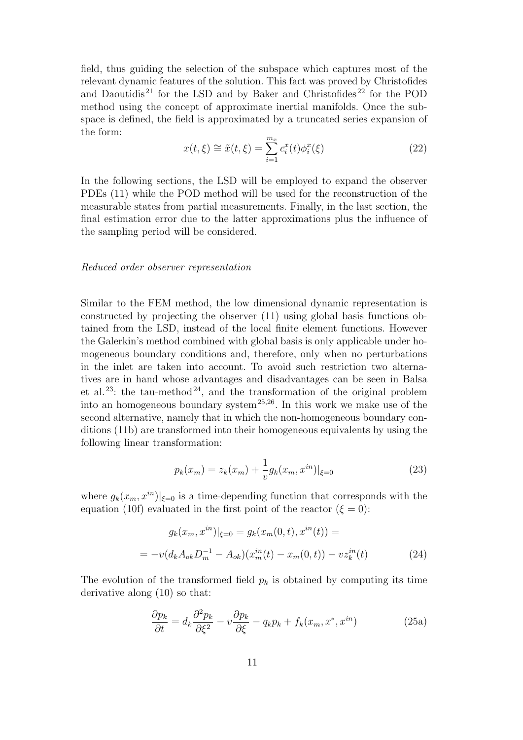field, thus guiding the selection of the subspace which captures most of the relevant dynamic features of the solution. This fact was proved by Christofides and Daoutidis[21] for the LSD and by Baker and Christofides[22] for the POD method using the concept of approximate inertial manifolds. Once the subspace is defined, the field is approximated by a truncated series expansion of the form:

$$x(t,\xi) \cong \tilde{x}(t,\xi) = \sum_{i=1}^{m_x} c_i^x(t)\phi_i^x(\xi) \tag{22}$$

In the following sections, the LSD will be employed to expand the observer PDEs (11) while the POD method will be used for the reconstruction of the measurable states from partial measurements. Finally, in the last section, the final estimation error due to the latter approximations plus the influence of the sampling period will be considered.

*Reduced order observer representation*

Similar to the FEM method, the low dimensional dynamic representation is constructed by projecting the observer (11) using global basis functions obtained from the LSD, instead of the local finite element functions. However the Galerkin's method combined with global basis is only applicable under homogeneous boundary conditions and, therefore, only when no perturbations in the inlet are taken into account. To avoid such restriction two alternatives are in hand whose advantages and disadvantages can be seen in Balsa et al.[23]: the tau-method[24], and the transformation of the original problem into an homogeneous boundary system[25,26]. In this work we make use of the second alternative, namely that in which the non-homogeneous boundary conditions (11b) are transformed into their homogeneous equivalents by using the following linear transformation:

$$p_k(x_m) = z_k(x_m) + \frac{1}{v} g_k(x_m, x^{in})|_{\xi=0} \tag{23}$$

where $g_k(x_m, x^{in})|_{\xi=0}$ is a time-depending function that corresponds with the equation (10f) evaluated in the first point of the reactor ($\xi = 0$):

$$\begin{aligned} g_k(x_m, x^{in})|_{\xi=0} &= g_k(x_m(0,t), x^{in}(t)) = \\ = -v(d_k A_{ok} D_m^{-1} &- A_{ok})(x_m^{in}(t) - x_m(0,t)) - v z_k^{in}(t) \end{aligned} \tag{24}$$

The evolution of the transformed field $p_k$ is obtained by computing its time derivative along (10) so that:

$$\frac{\partial p_k}{\partial t} = d_k \frac{\partial^2 p_k}{\partial \xi^2} - v \frac{\partial p_k}{\partial \xi} - q_k p_k + f_k(x_m, x^*, x^{in}) \tag{25a}$$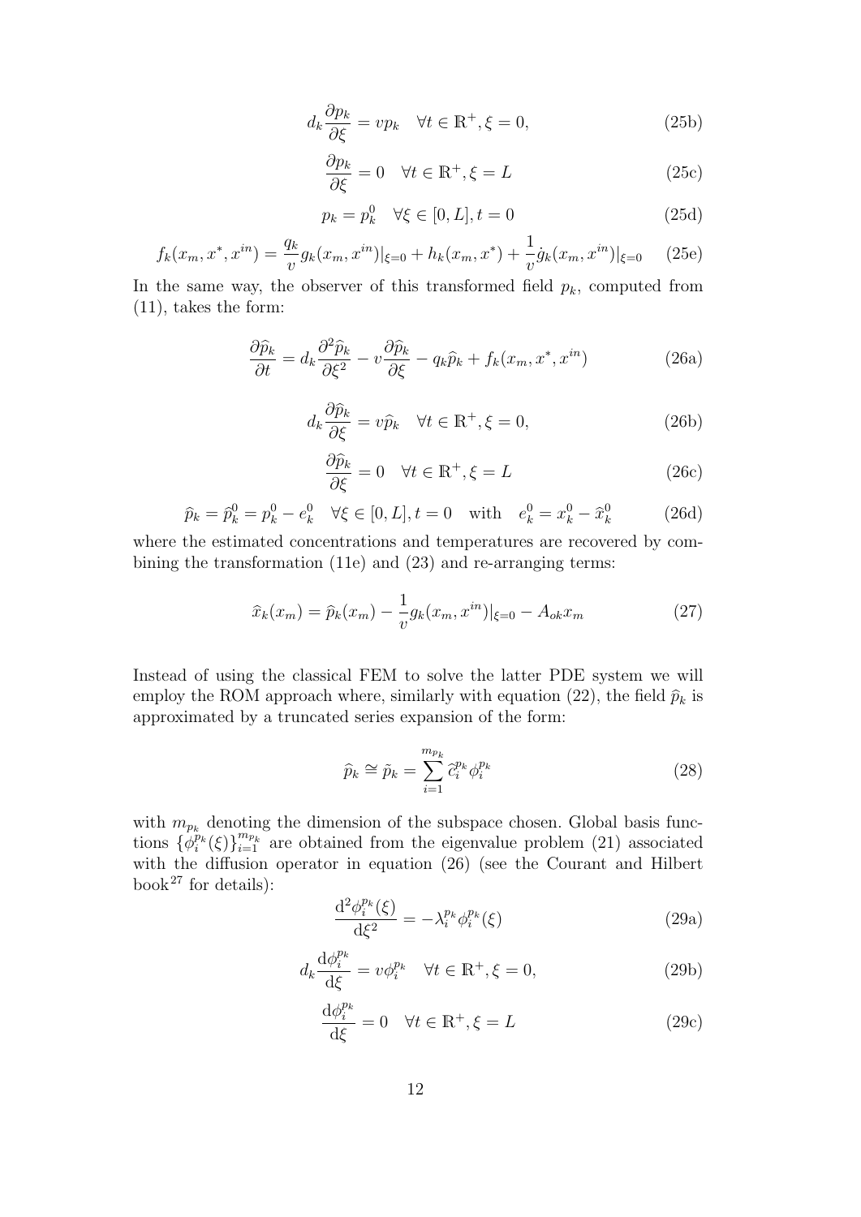$$d_k \frac{\partial p_k}{\partial \xi} = v p_k \quad \forall t \in \mathbb{R}^+, \xi = 0, \tag{25b}$$

$$\frac{\partial p_k}{\partial \xi} = 0 \quad \forall t \in \mathbb{R}^+, \xi = L \tag{25c}$$

$$p_k = p_k^0 \quad \forall \xi \in [0, L], t = 0 \tag{25d}$$

$$f_k(x_m, x^*, x^{in}) = \frac{q_k}{v} g_k(x_m, x^{in})|_{\xi=0} + h_k(x_m, x^*) + \frac{1}{v} \dot{g}_k(x_m, x^{in})|_{\xi=0} \tag{25e}$$

In the same way, the observer of this transformed field $p_k$, computed from (11), takes the form:

$$\frac{\partial \widehat{p}_k}{\partial t} = d_k \frac{\partial^2 \widehat{p}_k}{\partial \xi^2} - v \frac{\partial \widehat{p}_k}{\partial \xi} - q_k \widehat{p}_k + f_k(x_m, x^*, x^{in}) \tag{26a}$$

$$d_k \frac{\partial \widehat{p}_k}{\partial \xi} = v \widehat{p}_k \quad \forall t \in \mathbb{R}^+, \xi = 0, \tag{26b}$$

$$\frac{\partial \widehat{p}_k}{\partial \xi} = 0 \quad \forall t \in \mathbb{R}^+, \xi = L \tag{26c}$$

$$\widehat{p}_k = \widehat{p}_k^0 = p_k^0 - e_k^0 \quad \forall \xi \in [0, L], t = 0 \quad \text{with} \quad e_k^0 = x_k^0 - \widehat{x}_k^0 \tag{26d}$$

where the estimated concentrations and temperatures are recovered by combining the transformation (11e) and (23) and re-arranging terms:

$$\widehat{x}_k(x_m) = \widehat{p}_k(x_m) - \frac{1}{v} g_k(x_m, x^{in})|_{\xi=0} - A_{ok} x_m \tag{27}$$

Instead of using the classical FEM to solve the latter PDE system we will employ the ROM approach where, similarly with equation (22), the field $\widehat{p}_k$ is approximated by a truncated series expansion of the form:

$$\widehat{p}_k \cong \tilde{p}_k = \sum_{i=1}^{m_{p_k}} \widehat{c}_i^{p_k} \phi_i^{p_k} \tag{28}$$

with $m_{p_k}$ denoting the dimension of the subspace chosen. Global basis functions $\{\phi_i^{p_k}(\xi)\}_{i=1}^{m_{p_k}}$ are obtained from the eigenvalue problem (21) associated with the diffusion operator in equation (26) (see the Courant and Hilbert book[27] for details):

$$\frac{\mathrm{d}^2 \phi_i^{p_k}(\xi)}{\mathrm{d}\xi^2} = -\lambda_i^{p_k} \phi_i^{p_k}(\xi) \tag{29a}$$

$$d_k \frac{\mathrm{d}\phi_i^{p_k}}{\mathrm{d}\xi} = v \phi_i^{p_k} \quad \forall t \in \mathbb{R}^+, \xi = 0, \tag{29b}$$

$$\frac{\mathrm{d}\phi_i^{p_k}}{\mathrm{d}\xi} = 0 \quad \forall t \in \mathbb{R}^+, \xi = L \tag{29c}$$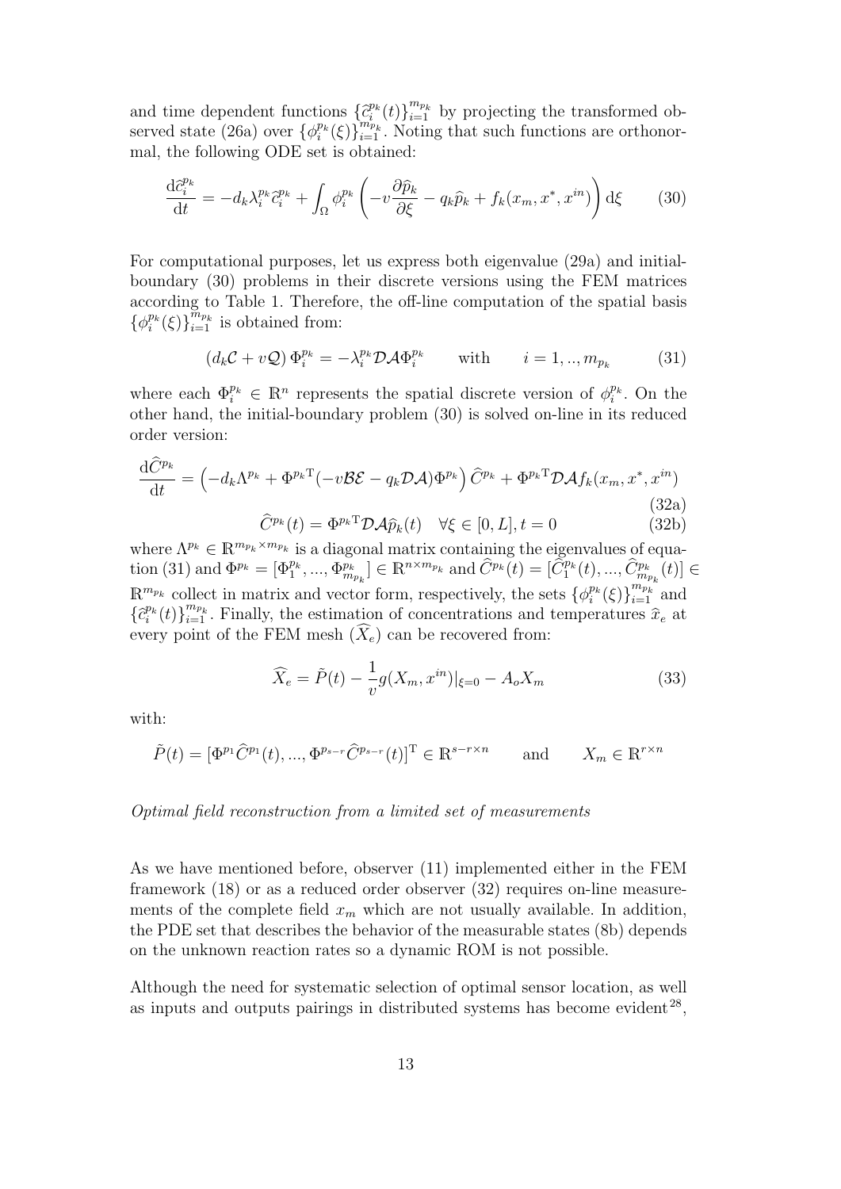and time dependent functions $\{\widehat{c}_i^{p_k}(t)\}_{i=1}^{m_{p_k}}$ by projecting the transformed observed state (26a) over $\{\phi_i^{p_k}(\xi)\}_{i=1}^{m_{p_k}}$. Noting that such functions are orthonormal, the following ODE set is obtained:

$$\frac{\mathrm{d}\widehat{c}_i^{p_k}}{\mathrm{d}t} = -d_k\lambda_i^{p_k}\widehat{c}_i^{p_k} + \int_\Omega \phi_i^{p_k}\left(-v\frac{\partial \widehat{p}_k}{\partial \xi} - q_k\widehat{p}_k + f_k(x_m, x^*, x^{in})\right)\mathrm{d}\xi \tag{30}$$

For computational purposes, let us express both eigenvalue (29a) and initial-boundary (30) problems in their discrete versions using the FEM matrices according to Table 1. Therefore, the off-line computation of the spatial basis $\{\phi_i^{p_k}(\xi)\}_{i=1}^{m_{p_k}}$ is obtained from:

$$\left(d_k\mathcal{C} + v\mathcal{Q}\right)\Phi_i^{p_k} = -\lambda_i^{p_k}\mathcal{D}\mathcal{A}\Phi_i^{p_k} \qquad \text{with} \qquad i = 1,..,m_{p_k} \tag{31}$$

where each $\Phi_i^{p_k} \in \mathbb{R}^n$ represents the spatial discrete version of $\phi_i^{p_k}$. On the other hand, the initial-boundary problem (30) is solved on-line in its reduced order version:

$$\frac{\mathrm{d}\widehat{C}^{p_k}}{\mathrm{d}t} = \left(-d_k\Lambda^{p_k} + \Phi^{p_k\mathrm{T}}(-v\mathcal{B}\mathcal{E} - q_k\mathcal{D}\mathcal{A})\Phi^{p_k}\right)\widehat{C}^{p_k} + \Phi^{p_k\mathrm{T}}\mathcal{D}\mathcal{A}f_k(x_m, x^*, x^{in}) \tag{32a}$$

$$\widehat{C}^{p_k}(t) = \Phi^{p_k\mathrm{T}}\mathcal{D}\mathcal{A}\widehat{p}_k(t) \quad \forall \xi \in [0, L], t = 0 \tag{32b}$$

where $\Lambda^{p_k} \in \mathbb{R}^{m_{p_k}\times m_{p_k}}$ is a diagonal matrix containing the eigenvalues of equation (31) and $\Phi^{p_k} = [\Phi_1^{p_k}, ..., \Phi_{m_{p_k}}^{p_k}] \in \mathbb{R}^{n\times m_{p_k}}$ and $\widehat{C}^{p_k}(t) = [\widehat{C}_1^{p_k}(t), ..., \widehat{C}_{m_{p_k}}^{p_k}(t)] \in \mathbb{R}^{m_{p_k}}$ collect in matrix and vector form, respectively, the sets $\{\phi_i^{p_k}(\xi)\}_{i=1}^{m_{p_k}}$ and $\{\widehat{c}_i^{p_k}(t)\}_{i=1}^{m_{p_k}}$. Finally, the estimation of concentrations and temperatures $\widehat{x}_e$ at every point of the FEM mesh $(\widehat{X}_e)$ can be recovered from:

$$\widehat{X}_e = \tilde{P}(t) - \frac{1}{v}g(X_m, x^{in})|_{\xi=0} - A_o X_m \tag{33}$$

with:

$$\tilde{P}(t) = [\Phi^{p_1}\widehat{C}^{p_1}(t), ..., \Phi^{p_{s-r}}\widehat{C}^{p_{s-r}}(t)]^{\mathrm{T}} \in \mathbb{R}^{s-r\times n} \qquad \text{and} \qquad X_m \in \mathbb{R}^{r\times n}$$

*Optimal field reconstruction from a limited set of measurements*

As we have mentioned before, observer (11) implemented either in the FEM framework (18) or as a reduced order observer (32) requires on-line measurements of the complete field $x_m$ which are not usually available. In addition, the PDE set that describes the behavior of the measurable states (8b) depends on the unknown reaction rates so a dynamic ROM is not possible.

Although the need for systematic selection of optimal sensor location, as well as inputs and outputs pairings in distributed systems has become evident[28],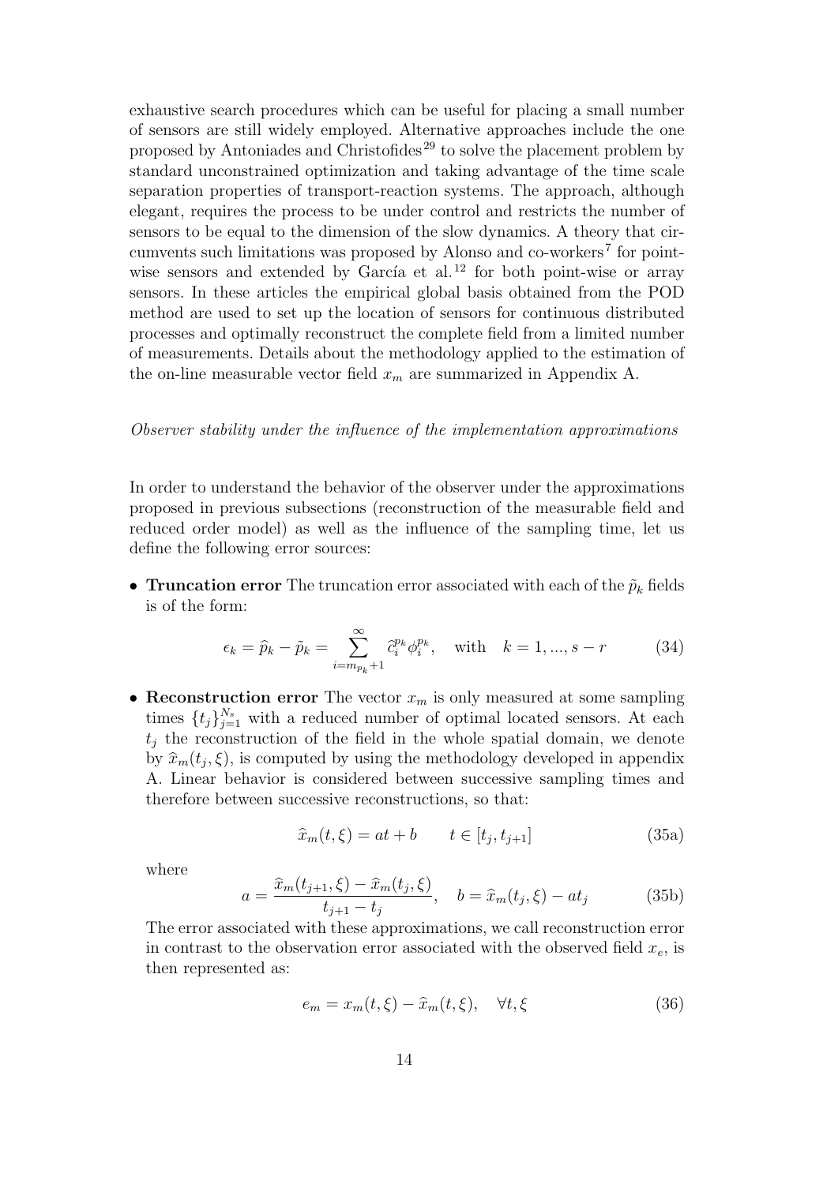exhaustive search procedures which can be useful for placing a small number of sensors are still widely employed. Alternative approaches include the one proposed by Antoniades and Christofides[29] to solve the placement problem by standard unconstrained optimization and taking advantage of the time scale separation properties of transport-reaction systems. The approach, although elegant, requires the process to be under control and restricts the number of sensors to be equal to the dimension of the slow dynamics. A theory that circumvents such limitations was proposed by Alonso and co-workers[7] for point-wise sensors and extended by García et al.[12] for both point-wise or array sensors. In these articles the empirical global basis obtained from the POD method are used to set up the location of sensors for continuous distributed processes and optimally reconstruct the complete field from a limited number of measurements. Details about the methodology applied to the estimation of the on-line measurable vector field $x_m$ are summarized in Appendix A.

*Observer stability under the influence of the implementation approximations*

In order to understand the behavior of the observer under the approximations proposed in previous subsections (reconstruction of the measurable field and reduced order model) as well as the influence of the sampling time, let us define the following error sources:

- **Truncation error** The truncation error associated with each of the $\tilde{p}_k$ fields is of the form:

$$\epsilon_k = \widehat{p}_k - \tilde{p}_k = \sum_{i=m_{p_k}+1}^{\infty} \widehat{c}_i^{p_k} \phi_i^{p_k}, \quad \text{with} \quad k = 1, ..., s-r \tag{34}$$

- **Reconstruction error** The vector $x_m$ is only measured at some sampling times $\{t_j\}_{j=1}^{N_s}$ with a reduced number of optimal located sensors. At each $t_j$ the reconstruction of the field in the whole spatial domain, we denote by $\widehat{x}_m(t_j, \xi)$, is computed by using the methodology developed in appendix A. Linear behavior is considered between successive sampling times and therefore between successive reconstructions, so that:

$$\widehat{x}_m(t, \xi) = at + b \qquad t \in [t_j, t_{j+1}] \tag{35a}$$

where

$$a = \frac{\widehat{x}_m(t_{j+1}, \xi) - \widehat{x}_m(t_j, \xi)}{t_{j+1} - t_j}, \quad b = \widehat{x}_m(t_j, \xi) - at_j \tag{35b}$$

The error associated with these approximations, we call reconstruction error in contrast to the observation error associated with the observed field $x_e$, is then represented as:

$$e_m = x_m(t, \xi) - \widehat{x}_m(t, \xi), \quad \forall t, \xi \tag{36}$$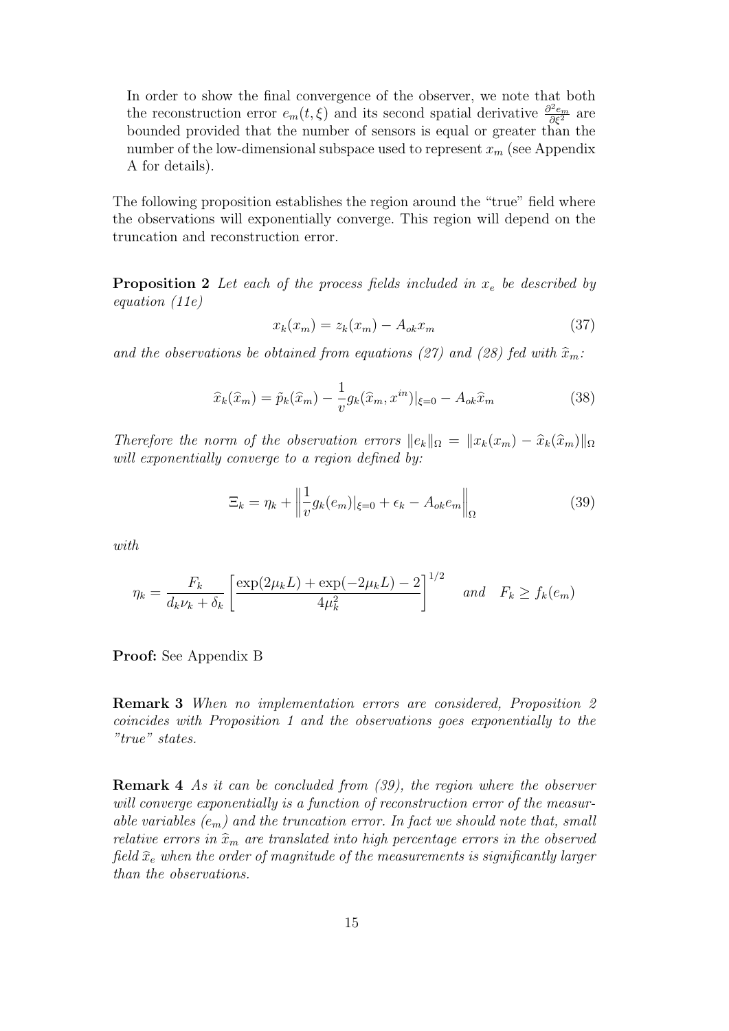In order to show the final convergence of the observer, we note that both the reconstruction error $e_m(t,\xi)$ and its second spatial derivative $\frac{\partial^2 e_m}{\partial \xi^2}$ are bounded provided that the number of sensors is equal or greater than the number of the low-dimensional subspace used to represent $x_m$ (see Appendix A for details).

The following proposition establishes the region around the "true" field where the observations will exponentially converge. This region will depend on the truncation and reconstruction error.

**Proposition 2** *Let each of the process fields included in $x_e$ be described by equation (11e)*

$$x_k(x_m) = z_k(x_m) - A_{ok} x_m \tag{37}$$

*and the observations be obtained from equations (27) and (28) fed with $\widehat{x}_m$:*

$$\widehat{x}_k(\widehat{x}_m) = \tilde{p}_k(\widehat{x}_m) - \frac{1}{v} g_k(\widehat{x}_m, x^{in})|_{\xi=0} - A_{ok}\widehat{x}_m \tag{38}$$

*Therefore the norm of the observation errors $\|e_k\|_\Omega = \|x_k(x_m) - \widehat{x}_k(\widehat{x}_m)\|_\Omega$ will exponentially converge to a region defined by:*

$$\Xi_k = \eta_k + \left\| \frac{1}{v} g_k(e_m)|_{\xi=0} + \epsilon_k - A_{ok} e_m \right\|_\Omega \tag{39}$$

*with*

$$\eta_k = \frac{F_k}{d_k \nu_k + \delta_k} \left[ \frac{\exp(2\mu_k L) + \exp(-2\mu_k L) - 2}{4\mu_k^2} \right]^{1/2} \quad \textit{and} \quad F_k \geq f_k(e_m)$$

**Proof:** See Appendix B

**Remark 3** *When no implementation errors are considered, Proposition 2 coincides with Proposition 1 and the observations goes exponentially to the "true" states.*

**Remark 4** *As it can be concluded from (39), the region where the observer will converge exponentially is a function of reconstruction error of the measurable variables ($e_m$) and the truncation error. In fact we should note that, small relative errors in $\widehat{x}_m$ are translated into high percentage errors in the observed field $\widehat{x}_e$ when the order of magnitude of the measurements is significantly larger than the observations.*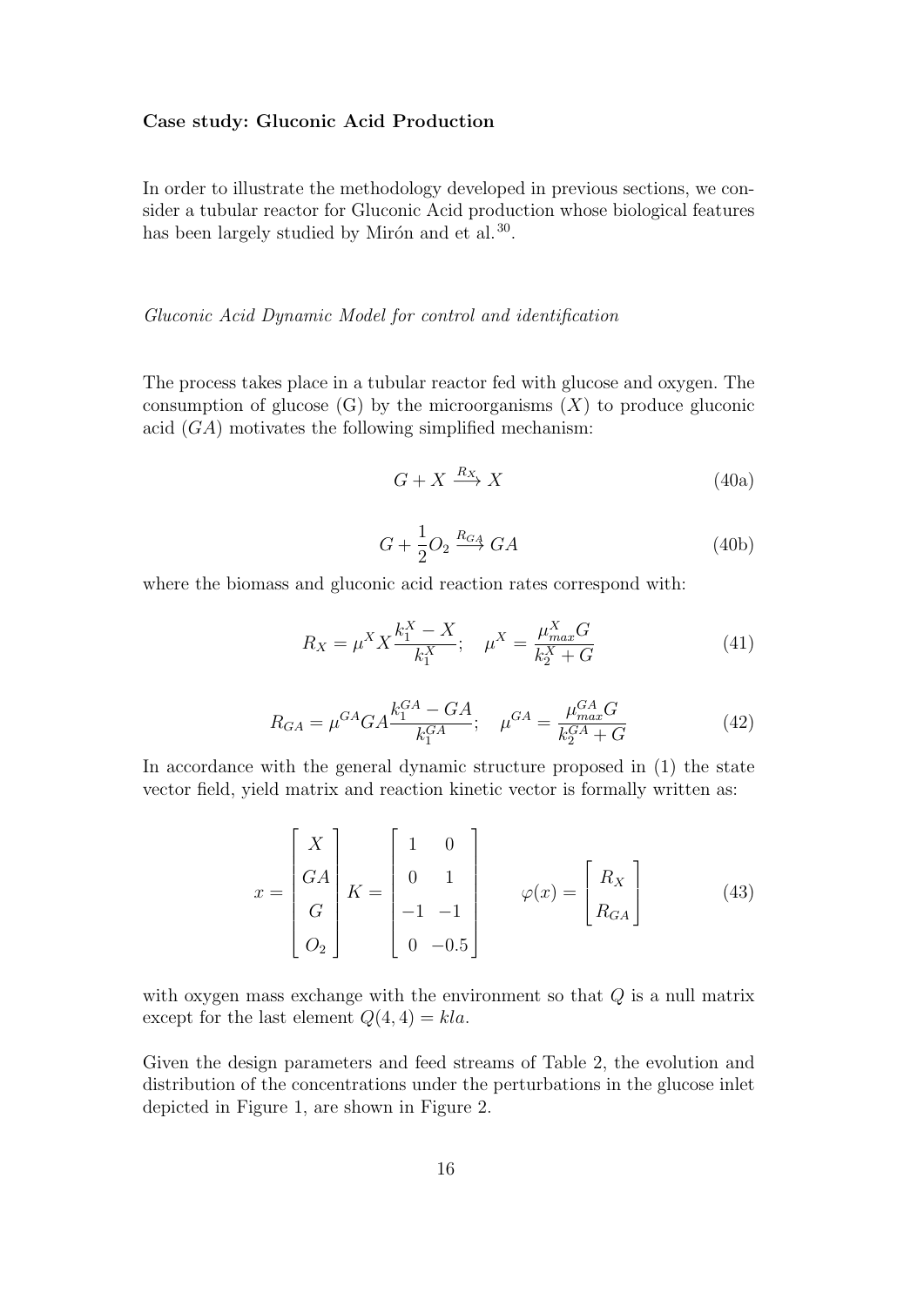**Case study: Gluconic Acid Production**

In order to illustrate the methodology developed in previous sections, we consider a tubular reactor for Gluconic Acid production whose biological features has been largely studied by Mirón and et al.[30].

*Gluconic Acid Dynamic Model for control and identification*

The process takes place in a tubular reactor fed with glucose and oxygen. The consumption of glucose (G) by the microorganisms ($X$) to produce gluconic acid ($GA$) motivates the following simplified mechanism:

$$G + X \xrightarrow{R_X} X \tag{40a}$$

$$G + \frac{1}{2}O_2 \xrightarrow{R_{GA}} GA \tag{40b}$$

where the biomass and gluconic acid reaction rates correspond with:

$$R_X = \mu^X X \frac{k_1^X - X}{k_1^X}; \quad \mu^X = \frac{\mu_{max}^X G}{k_2^X + G} \tag{41}$$

$$R_{GA} = \mu^{GA} GA \frac{k_1^{GA} - GA}{k_1^{GA}}; \quad \mu^{GA} = \frac{\mu_{max}^{GA} G}{k_2^{GA} + G} \tag{42}$$

In accordance with the general dynamic structure proposed in (1) the state vector field, yield matrix and reaction kinetic vector is formally written as:

$$x = \begin{bmatrix} X \\ GA \\ G \\ O_2 \end{bmatrix} K = \begin{bmatrix} 1 & 0 \\ 0 & 1 \\ -1 & -1 \\ 0 & -0.5 \end{bmatrix} \qquad \varphi(x) = \begin{bmatrix} R_X \\ R_{GA} \end{bmatrix} \tag{43}$$

with oxygen mass exchange with the environment so that $Q$ is a null matrix except for the last element $Q(4,4) = kla$.

Given the design parameters and feed streams of Table 2, the evolution and distribution of the concentrations under the perturbations in the glucose inlet depicted in Figure 1, are shown in Figure 2.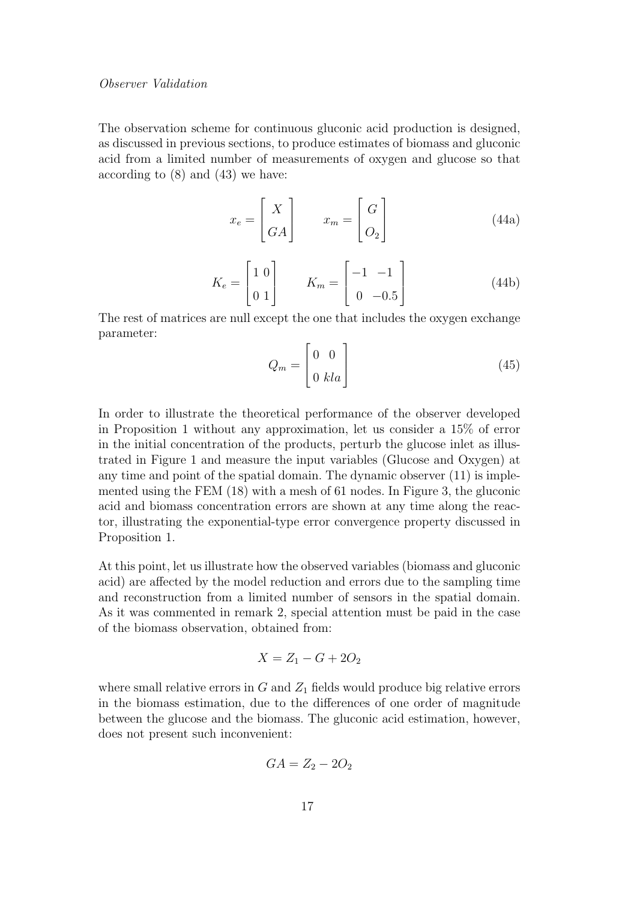*Observer Validation*

The observation scheme for continuous gluconic acid production is designed, as discussed in previous sections, to produce estimates of biomass and gluconic acid from a limited number of measurements of oxygen and glucose so that according to (8) and (43) we have:

$$x_e = \begin{bmatrix} X \\ GA \end{bmatrix} \qquad x_m = \begin{bmatrix} G \\ O_2 \end{bmatrix} \tag{44a}$$

$$K_e = \begin{bmatrix} 1 & 0 \\ 0 & 1 \end{bmatrix} \qquad K_m = \begin{bmatrix} -1 & -1 \\ 0 & -0.5 \end{bmatrix} \tag{44b}$$

The rest of matrices are null except the one that includes the oxygen exchange parameter:

$$Q_m = \begin{bmatrix} 0 & 0 \\ 0 & kla \end{bmatrix} \tag{45}$$

In order to illustrate the theoretical performance of the observer developed in Proposition 1 without any approximation, let us consider a 15% of error in the initial concentration of the products, perturb the glucose inlet as illustrated in Figure 1 and measure the input variables (Glucose and Oxygen) at any time and point of the spatial domain. The dynamic observer (11) is implemented using the FEM (18) with a mesh of 61 nodes. In Figure 3, the gluconic acid and biomass concentration errors are shown at any time along the reactor, illustrating the exponential-type error convergence property discussed in Proposition 1.

At this point, let us illustrate how the observed variables (biomass and gluconic acid) are affected by the model reduction and errors due to the sampling time and reconstruction from a limited number of sensors in the spatial domain. As it was commented in remark 2, special attention must be paid in the case of the biomass observation, obtained from:

$$X = Z_1 - G + 2O_2$$

where small relative errors in $G$ and $Z_1$ fields would produce big relative errors in the biomass estimation, due to the differences of one order of magnitude between the glucose and the biomass. The gluconic acid estimation, however, does not present such inconvenient:

$$GA = Z_2 - 2O_2$$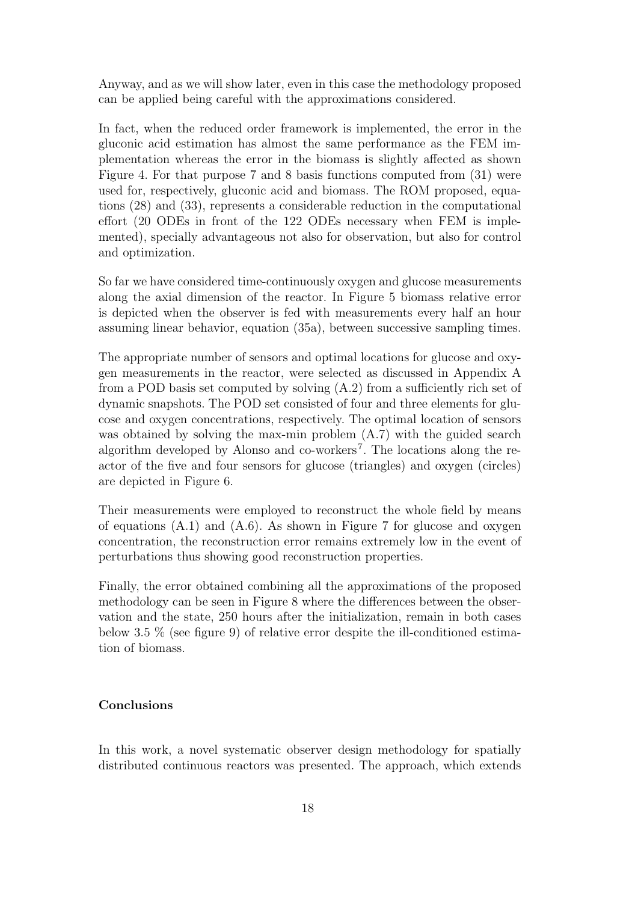Anyway, and as we will show later, even in this case the methodology proposed can be applied being careful with the approximations considered.

In fact, when the reduced order framework is implemented, the error in the gluconic acid estimation has almost the same performance as the FEM implementation whereas the error in the biomass is slightly affected as shown Figure 4. For that purpose 7 and 8 basis functions computed from (31) were used for, respectively, gluconic acid and biomass. The ROM proposed, equations (28) and (33), represents a considerable reduction in the computational effort (20 ODEs in front of the 122 ODEs necessary when FEM is implemented), specially advantageous not also for observation, but also for control and optimization.

So far we have considered time-continuously oxygen and glucose measurements along the axial dimension of the reactor. In Figure 5 biomass relative error is depicted when the observer is fed with measurements every half an hour assuming linear behavior, equation (35a), between successive sampling times.

The appropriate number of sensors and optimal locations for glucose and oxygen measurements in the reactor, were selected as discussed in Appendix A from a POD basis set computed by solving (A.2) from a sufficiently rich set of dynamic snapshots. The POD set consisted of four and three elements for glucose and oxygen concentrations, respectively. The optimal location of sensors was obtained by solving the max-min problem (A.7) with the guided search algorithm developed by Alonso and co-workers[7]. The locations along the reactor of the five and four sensors for glucose (triangles) and oxygen (circles) are depicted in Figure 6.

Their measurements were employed to reconstruct the whole field by means of equations (A.1) and (A.6). As shown in Figure 7 for glucose and oxygen concentration, the reconstruction error remains extremely low in the event of perturbations thus showing good reconstruction properties.

Finally, the error obtained combining all the approximations of the proposed methodology can be seen in Figure 8 where the differences between the observation and the state, 250 hours after the initialization, remain in both cases below 3.5 % (see figure 9) of relative error despite the ill-conditioned estimation of biomass.

## Conclusions

In this work, a novel systematic observer design methodology for spatially distributed continuous reactors was presented. The approach, which extends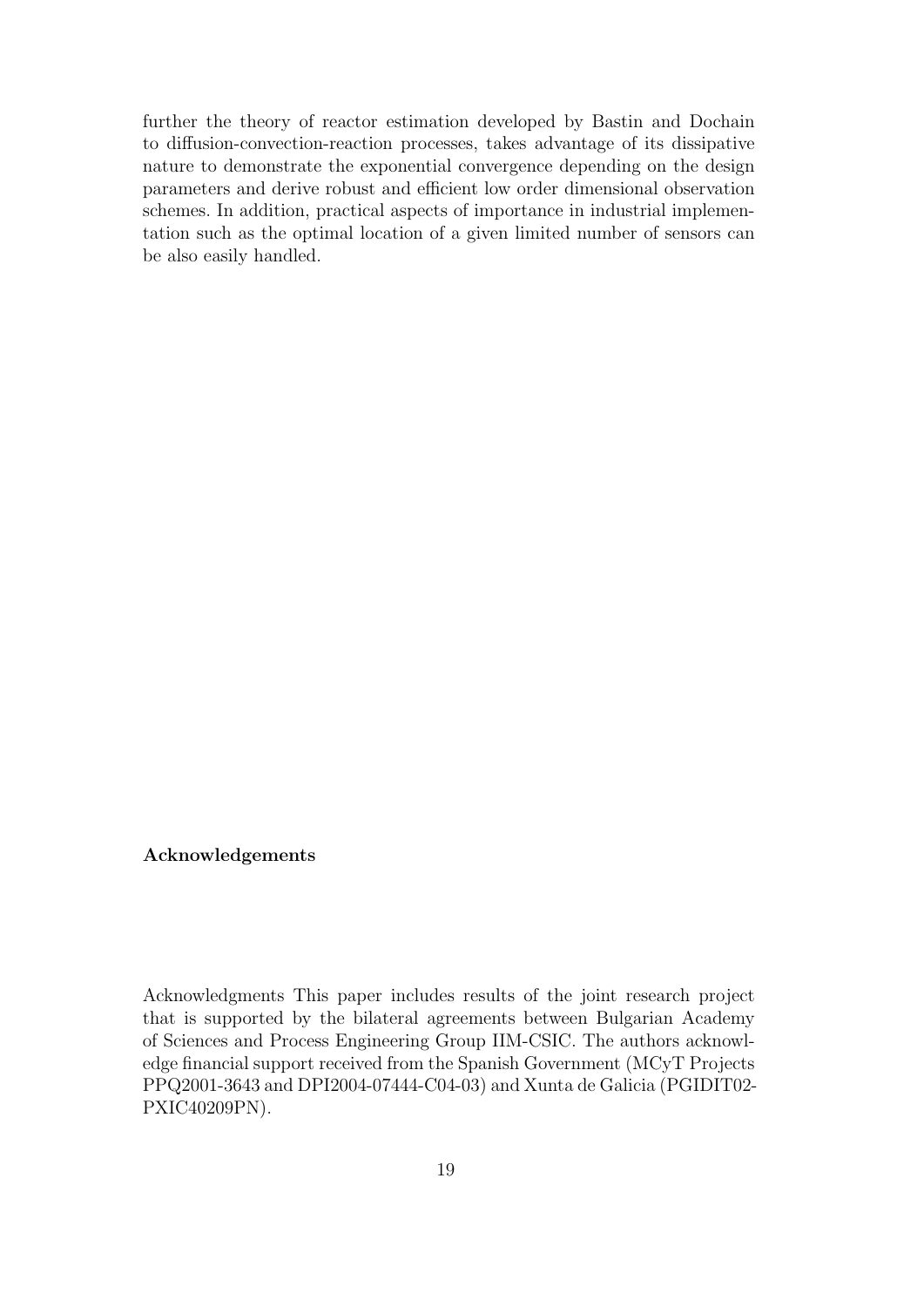further the theory of reactor estimation developed by Bastin and Dochain to diffusion-convection-reaction processes, takes advantage of its dissipative nature to demonstrate the exponential convergence depending on the design parameters and derive robust and efficient low order dimensional observation schemes. In addition, practical aspects of importance in industrial implementation such as the optimal location of a given limited number of sensors can be also easily handled.

**Acknowledgements**

Acknowledgments This paper includes results of the joint research project that is supported by the bilateral agreements between Bulgarian Academy of Sciences and Process Engineering Group IIM-CSIC. The authors acknowledge financial support received from the Spanish Government (MCyT Projects PPQ2001-3643 and DPI2004-07444-C04-03) and Xunta de Galicia (PGIDIT02-PXIC40209PN).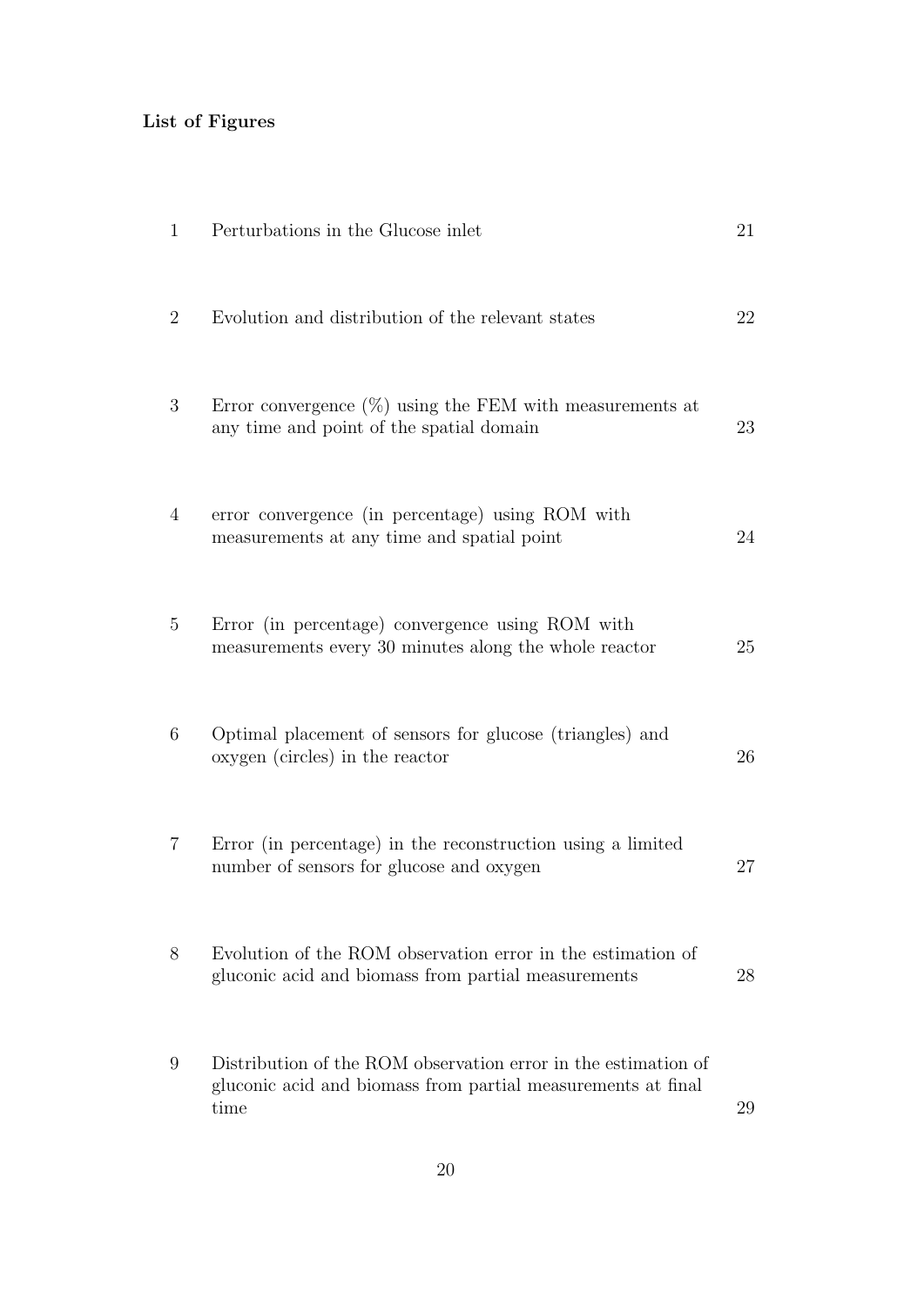**List of Figures**

| | | |
|---|---|---|
| 1 | Perturbations in the Glucose inlet | 21 |
| 2 | Evolution and distribution of the relevant states | 22 |
| 3 | Error convergence (%) using the FEM with measurements at any time and point of the spatial domain | 23 |
| 4 | error convergence (in percentage) using ROM with measurements at any time and spatial point | 24 |
| 5 | Error (in percentage) convergence using ROM with measurements every 30 minutes along the whole reactor | 25 |
| 6 | Optimal placement of sensors for glucose (triangles) and oxygen (circles) in the reactor | 26 |
| 7 | Error (in percentage) in the reconstruction using a limited number of sensors for glucose and oxygen | 27 |
| 8 | Evolution of the ROM observation error in the estimation of gluconic acid and biomass from partial measurements | 28 |
| 9 | Distribution of the ROM observation error in the estimation of gluconic acid and biomass from partial measurements at final time | 29 |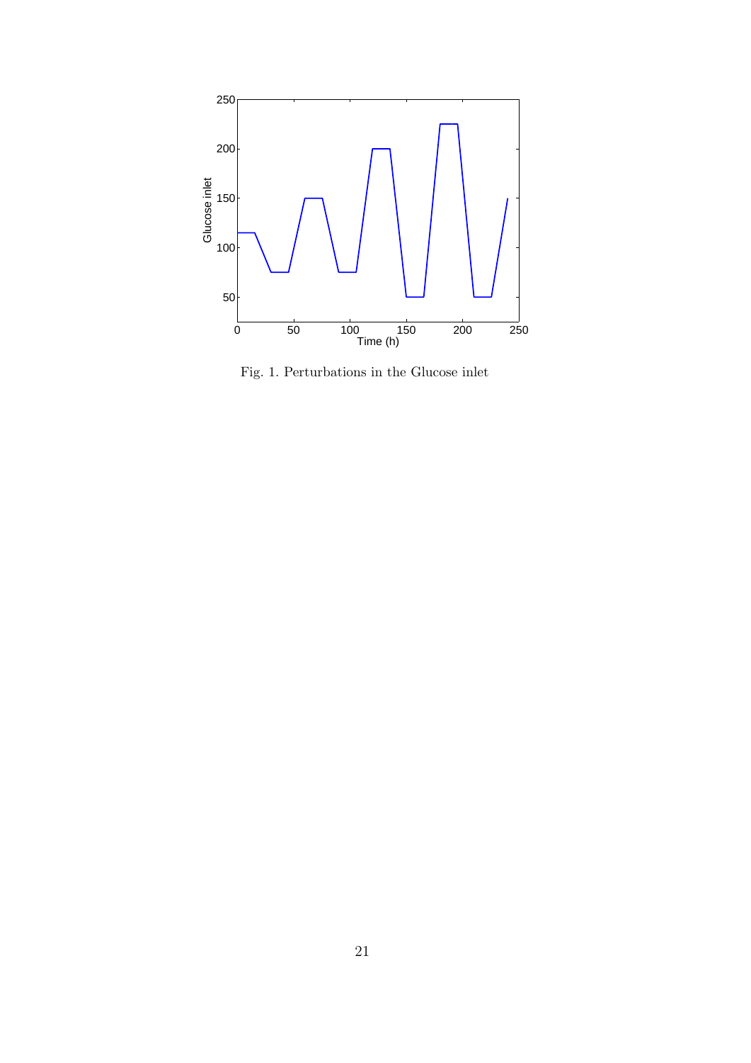Fig. 1. Perturbations in the Glucose inlet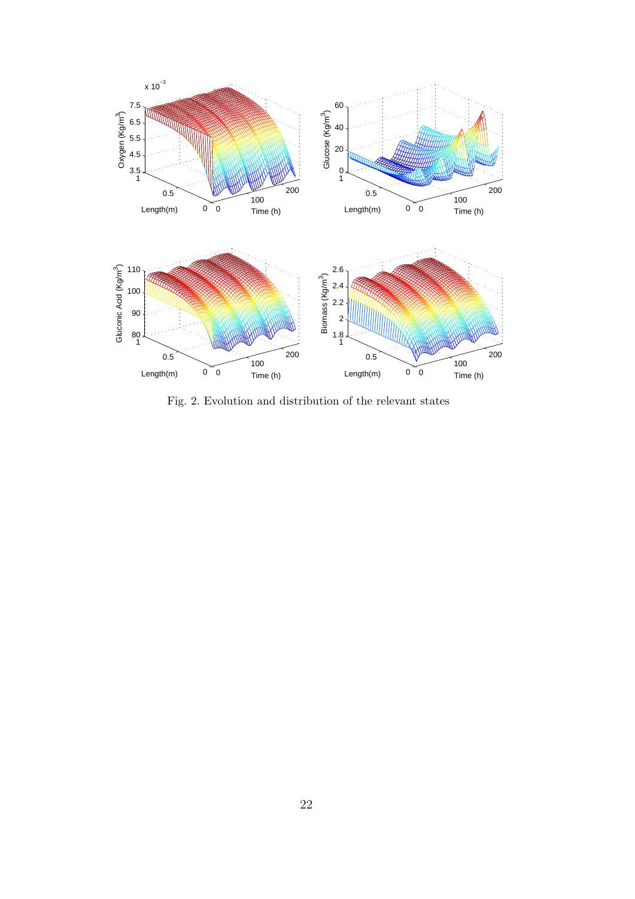Fig. 2. Evolution and distribution of the relevant states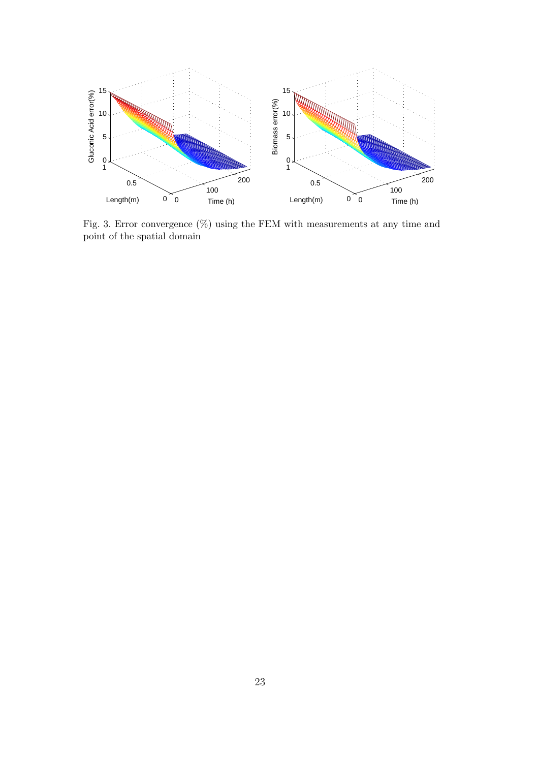Fig. 3. Error convergence (%) using the FEM with measurements at any time and point of the spatial domain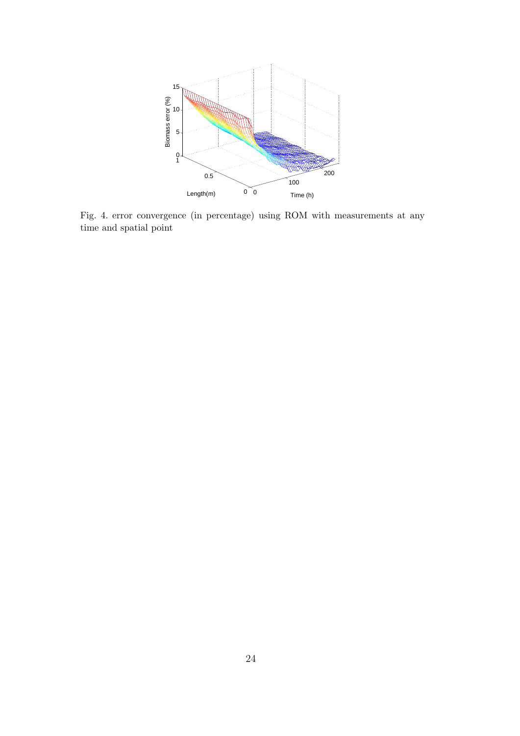Fig. 4. error convergence (in percentage) using ROM with measurements at any time and spatial point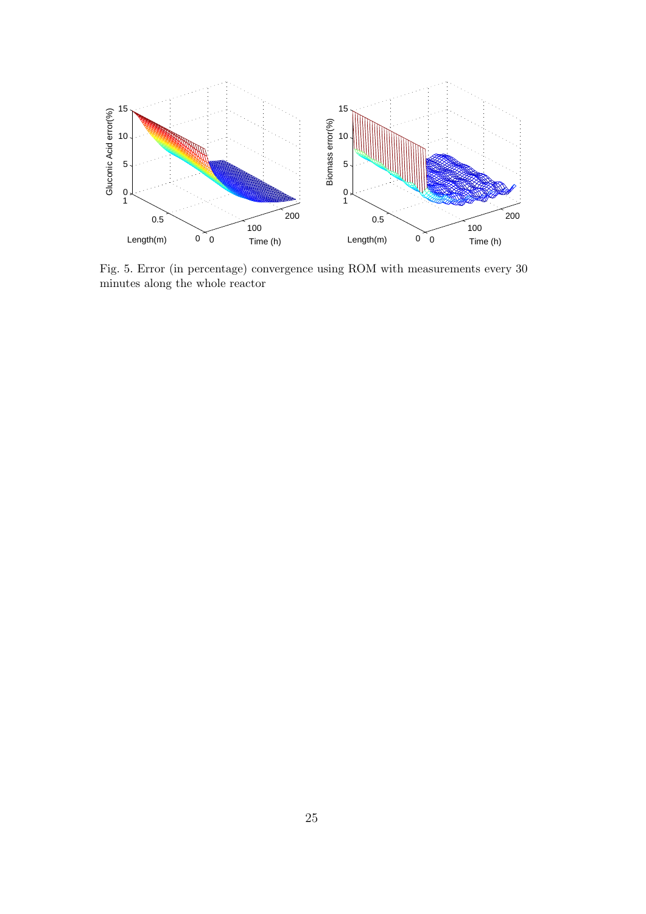Fig. 5. Error (in percentage) convergence using ROM with measurements every 30 minutes along the whole reactor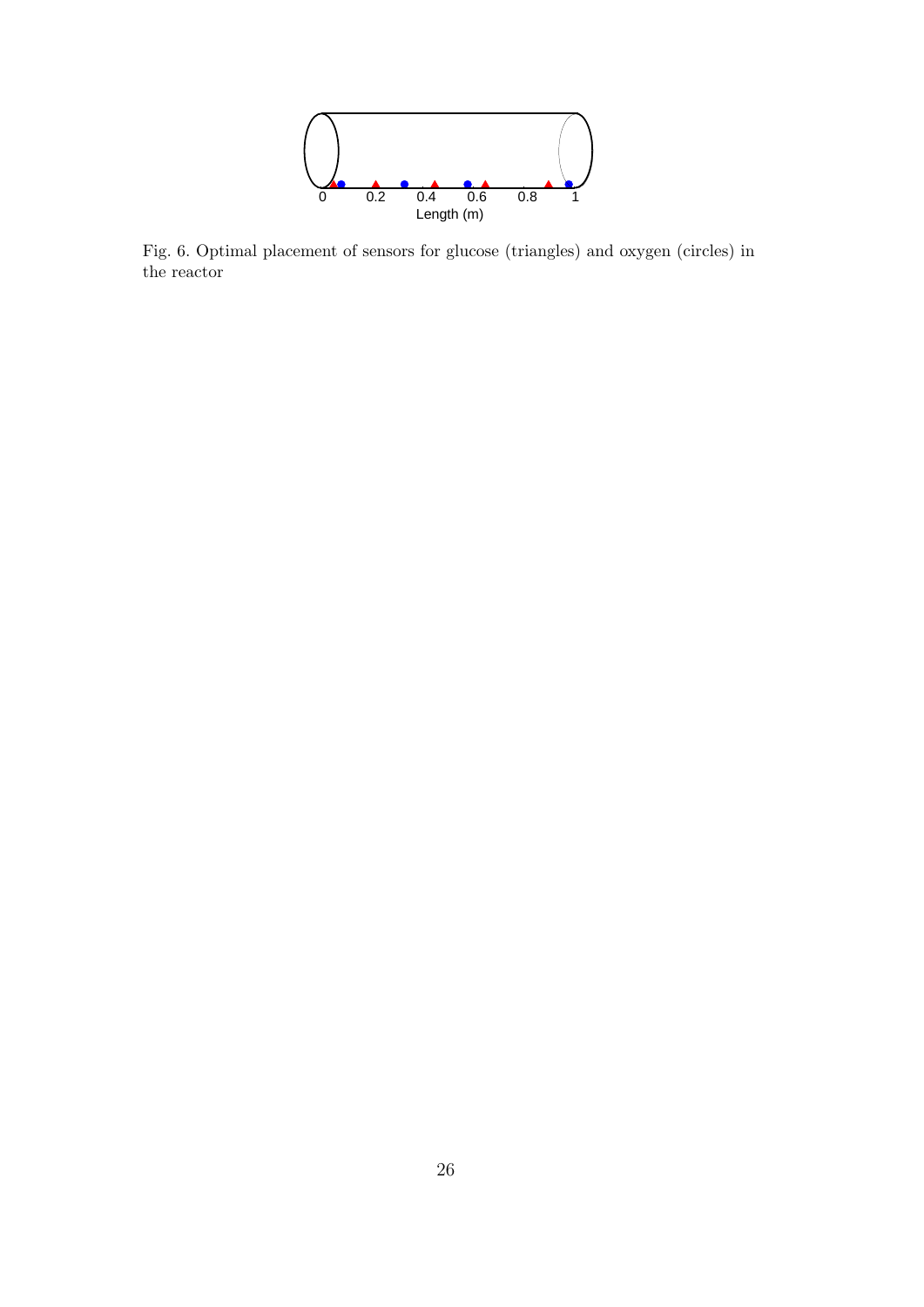Fig. 6. Optimal placement of sensors for glucose (triangles) and oxygen (circles) in the reactor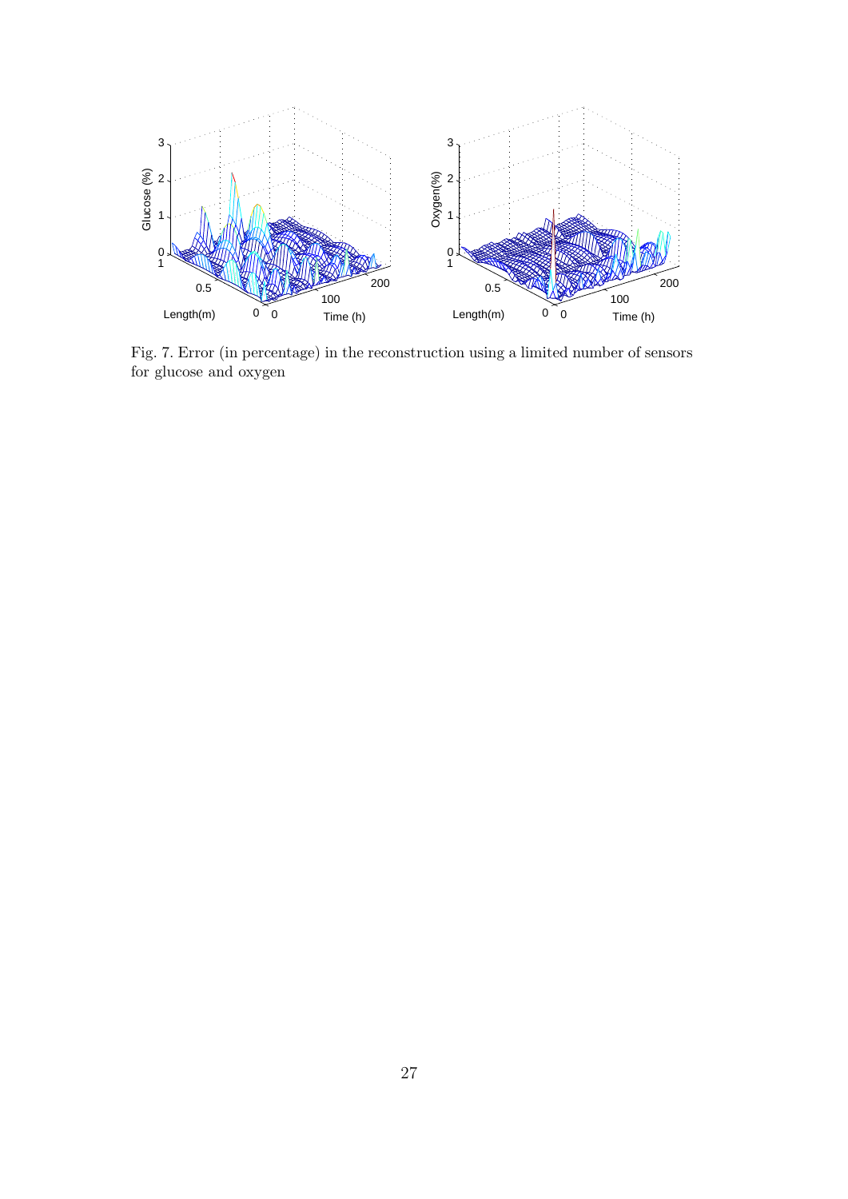Fig. 7. Error (in percentage) in the reconstruction using a limited number of sensors for glucose and oxygen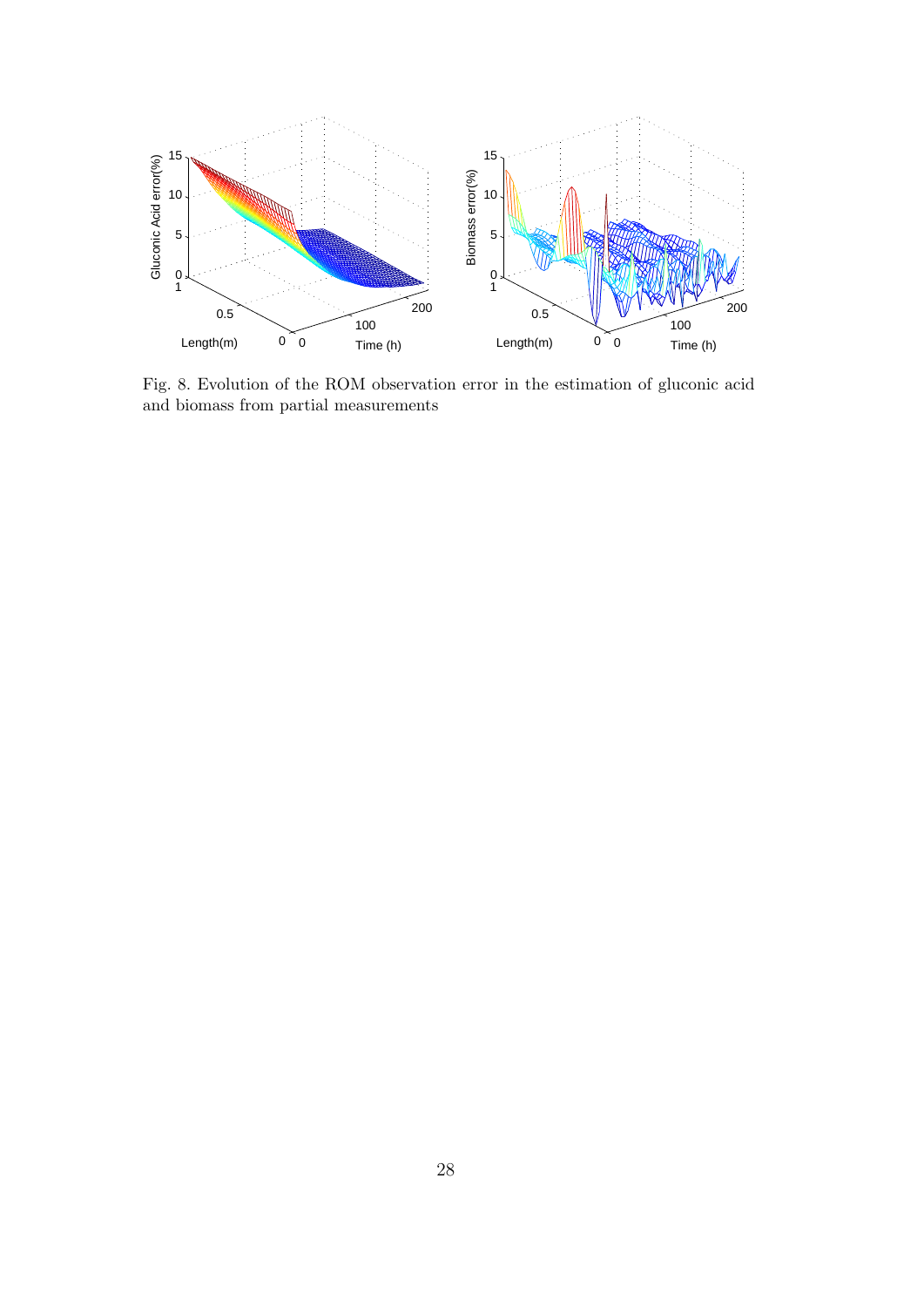Fig. 8. Evolution of the ROM observation error in the estimation of gluconic acid and biomass from partial measurements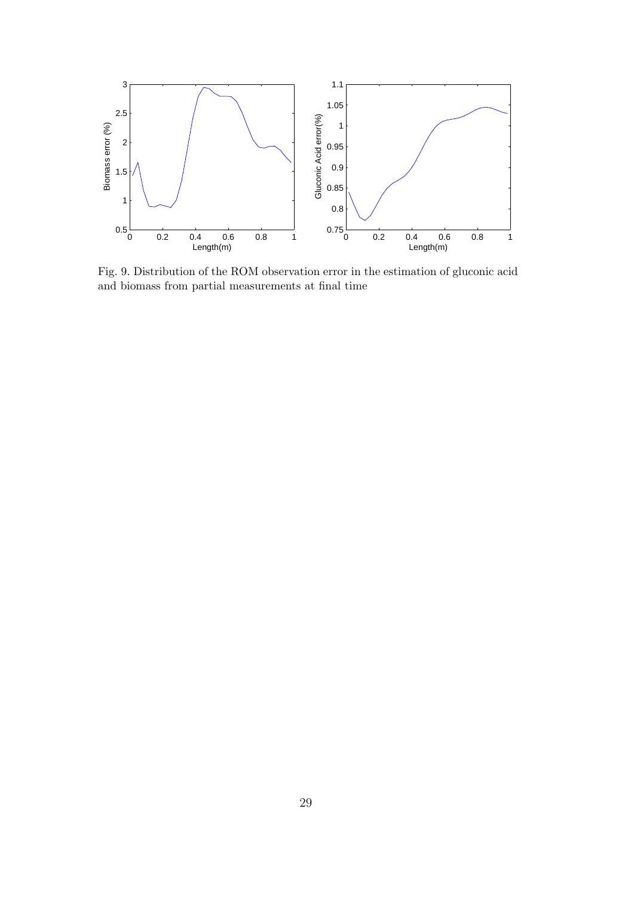Fig. 9. Distribution of the ROM observation error in the estimation of gluconic acid and biomass from partial measurements at final time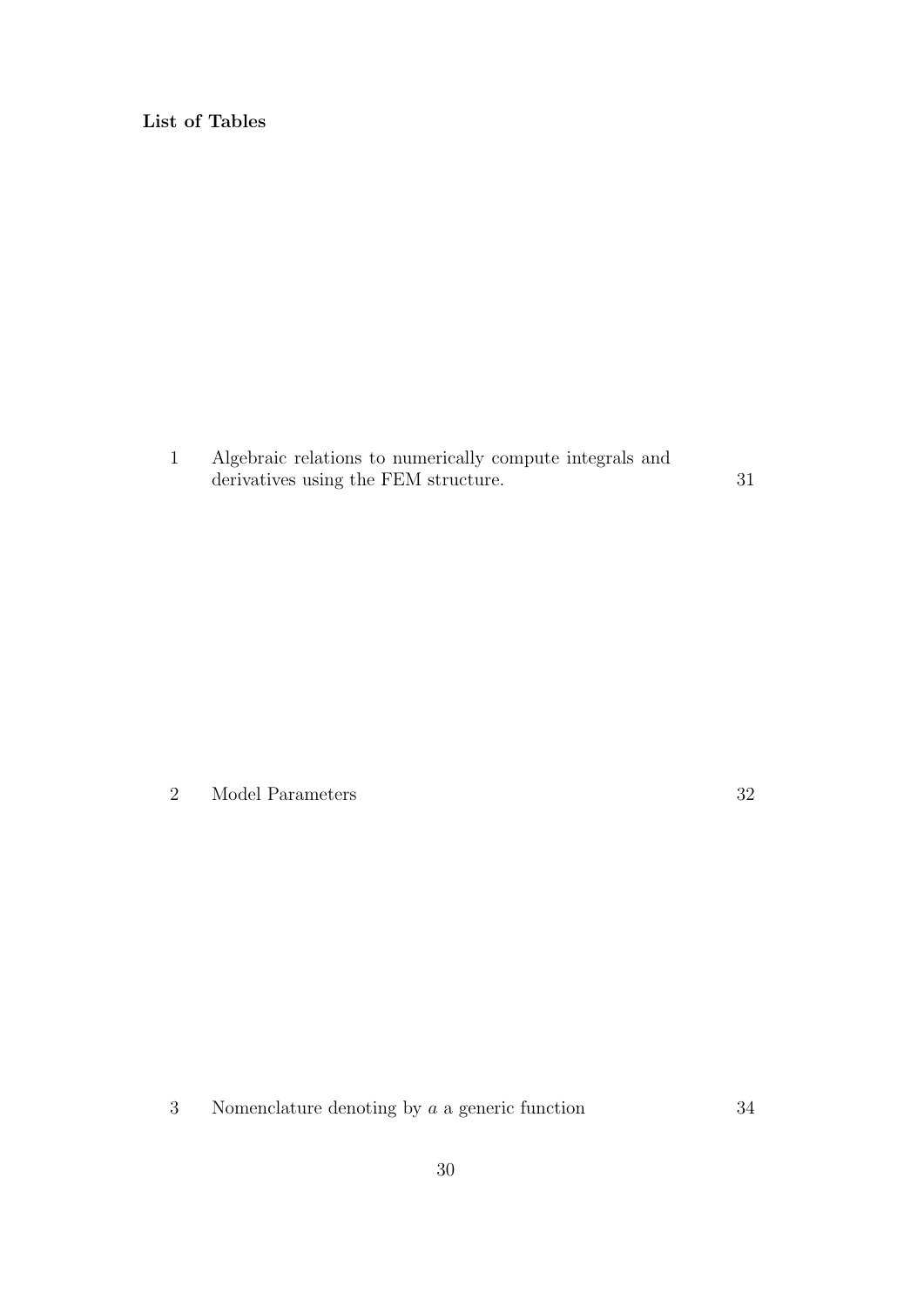**List of Tables**

| | | |
|---|---|---|
| 1 | Algebraic relations to numerically compute integrals and derivatives using the FEM structure. | 31 |
| 2 | Model Parameters | 32 |
| 3 | Nomenclature denoting by $a$ a generic function | 34 |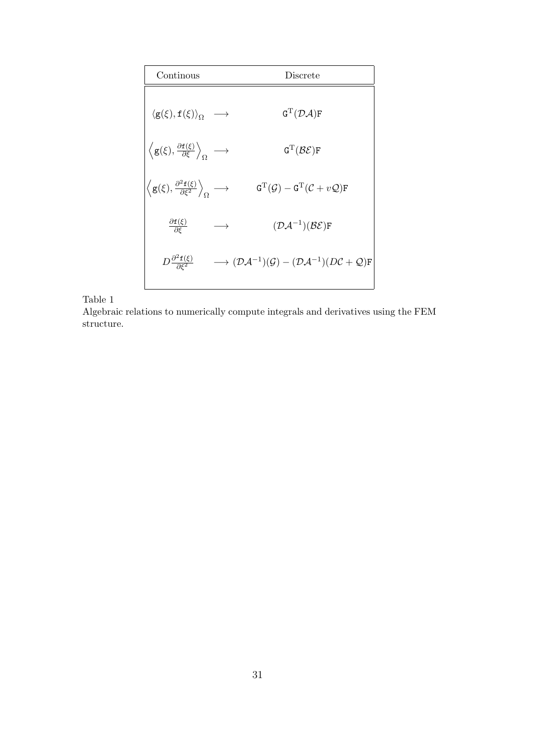| Continous | | Discrete |
|---|---|---|
| $\langle \mathtt{g}(\xi), \mathtt{f}(\xi) \rangle_{\Omega}$ | $\longrightarrow$ | $\mathtt{G}^{\mathrm{T}}(\mathcal{D}\mathcal{A})\mathtt{F}$ |
| $\left\langle \mathtt{g}(\xi), \frac{\partial \mathtt{f}(\xi)}{\partial \xi} \right\rangle_{\Omega}$ | $\longrightarrow$ | $\mathtt{G}^{\mathrm{T}}(\mathcal{B}\mathcal{E})\mathtt{F}$ |
| $\left\langle \mathtt{g}(\xi), \frac{\partial^2 \mathtt{f}(\xi)}{\partial \xi^2} \right\rangle_{\Omega}$ | $\longrightarrow$ | $\mathtt{G}^{\mathrm{T}}(\mathcal{G}) - \mathtt{G}^{\mathrm{T}}(\mathcal{C} + v\mathcal{Q})\mathtt{F}$ |
| $\frac{\partial \mathtt{f}(\xi)}{\partial \xi}$ | $\longrightarrow$ | $(\mathcal{D}\mathcal{A}^{-1})(\mathcal{B}\mathcal{E})\mathtt{F}$ |
| $D\frac{\partial^2 \mathtt{f}(\xi)}{\partial \xi^2}$ | $\longrightarrow$ | $(\mathcal{D}\mathcal{A}^{-1})(\mathcal{G}) - (\mathcal{D}\mathcal{A}^{-1})(D\mathcal{C} + \mathcal{Q})\mathtt{F}$ |

Table 1
Algebraic relations to numerically compute integrals and derivatives using the FEM structure.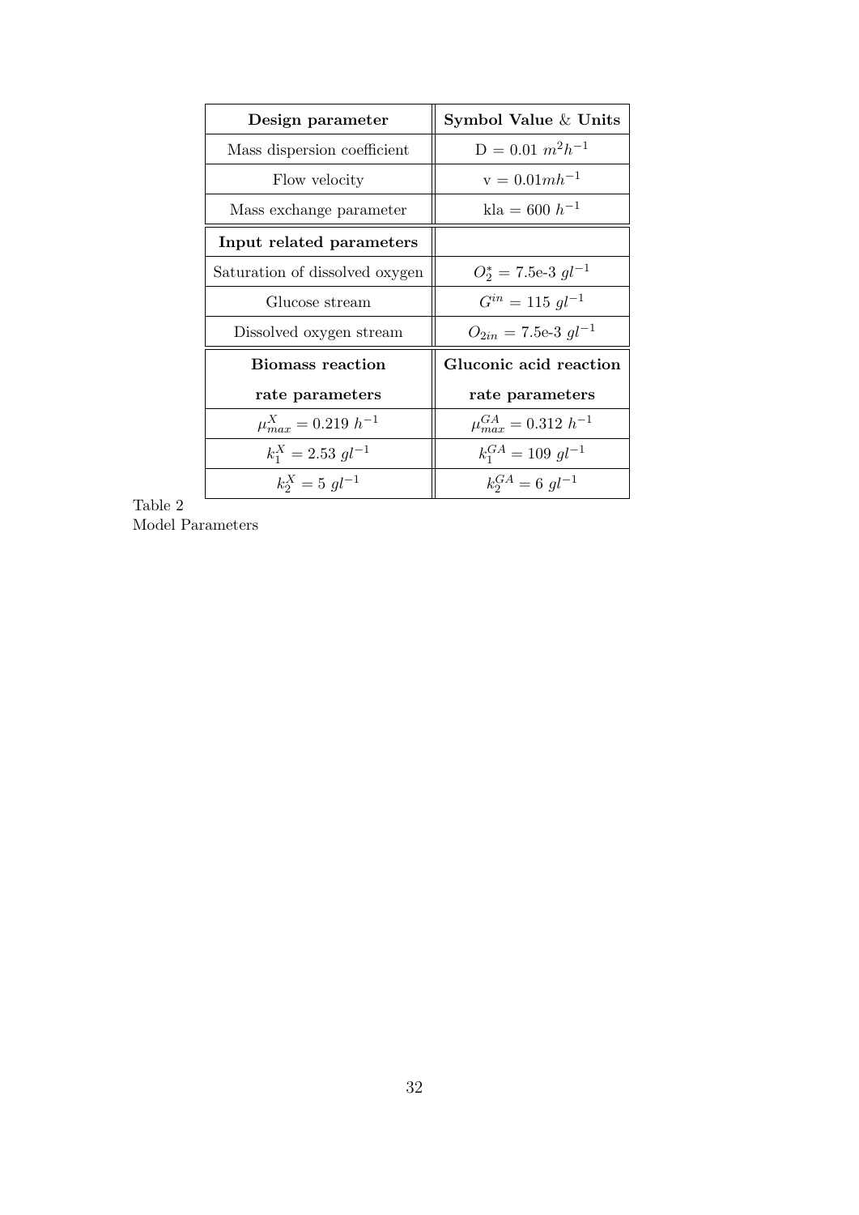| Design parameter | Symbol Value & Units |
|---|---|
| Mass dispersion coefficient | D = 0.01 $m^2h^{-1}$ |
| Flow velocity | v = 0.01$mh^{-1}$ |
| Mass exchange parameter | kla = 600 $h^{-1}$ |
| **Input related parameters** | |
| Saturation of dissolved oxygen | $O_2^* =$ 7.5e-3 $gl^{-1}$ |
| Glucose stream | $G^{in} = 115\ gl^{-1}$ |
| Dissolved oxygen stream | $O_{2in} =$ 7.5e-3 $gl^{-1}$ |
| **Biomass reaction rate parameters** | **Gluconic acid reaction rate parameters** |
| $\mu_{max}^X = 0.219\ h^{-1}$ | $\mu_{max}^{GA} = 0.312\ h^{-1}$ |
| $k_1^X = 2.53\ gl^{-1}$ | $k_1^{GA} = 109\ gl^{-1}$ |
| $k_2^X = 5\ gl^{-1}$ | $k_2^{GA} = 6\ gl^{-1}$ |

Table 2
Model Parameters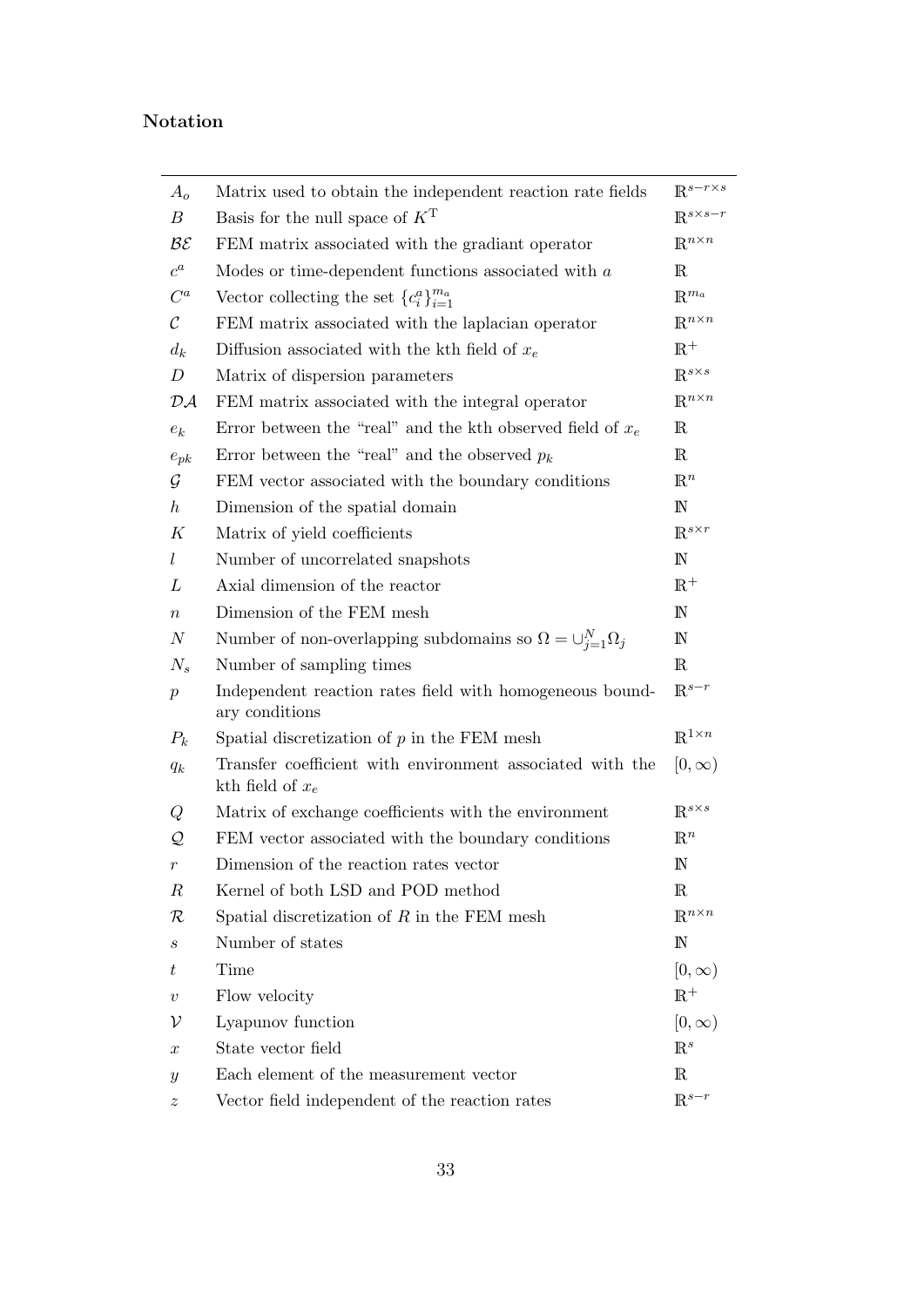**Notation**

| | | |
|---|---|---|
| $A_o$ | Matrix used to obtain the independent reaction rate fields | $\mathbb{R}^{s-r\times s}$ |
| $B$ | Basis for the null space of $K^{\mathrm{T}}$ | $\mathbb{R}^{s\times s-r}$ |
| $\mathcal{BE}$ | FEM matrix associated with the gradiant operator | $\mathbb{R}^{n\times n}$ |
| $c^a$ | Modes or time-dependent functions associated with $a$ | $\mathbb{R}$ |
| $C^a$ | Vector collecting the set $\{c_i^a\}_{i=1}^{m_a}$ | $\mathbb{R}^{m_a}$ |
| $\mathcal{C}$ | FEM matrix associated with the laplacian operator | $\mathbb{R}^{n\times n}$ |
| $d_k$ | Diffusion associated with the kth field of $x_e$ | $\mathbb{R}^+$ |
| $D$ | Matrix of dispersion parameters | $\mathbb{R}^{s\times s}$ |
| $\mathcal{DA}$ | FEM matrix associated with the integral operator | $\mathbb{R}^{n\times n}$ |
| $e_k$ | Error between the "real" and the kth observed field of $x_e$ | $\mathbb{R}$ |
| $e_{pk}$ | Error between the "real" and the observed $p_k$ | $\mathbb{R}$ |
| $\mathcal{G}$ | FEM vector associated with the boundary conditions | $\mathbb{R}^n$ |
| $h$ | Dimension of the spatial domain | $\mathbb{N}$ |
| $K$ | Matrix of yield coefficients | $\mathbb{R}^{s\times r}$ |
| $l$ | Number of uncorrelated snapshots | $\mathbb{N}$ |
| $L$ | Axial dimension of the reactor | $\mathbb{R}^+$ |
| $n$ | Dimension of the FEM mesh | $\mathbb{N}$ |
| $N$ | Number of non-overlapping subdomains so $\Omega = \cup_{j=1}^{N}\Omega_j$ | $\mathbb{N}$ |
| $N_s$ | Number of sampling times | $\mathbb{R}$ |
| $p$ | Independent reaction rates field with homogeneous boundary conditions | $\mathbb{R}^{s-r}$ |
| $P_k$ | Spatial discretization of $p$ in the FEM mesh | $\mathbb{R}^{1\times n}$ |
| $q_k$ | Transfer coefficient with environment associated with the kth field of $x_e$ | $[0,\infty)$ |
| $Q$ | Matrix of exchange coefficients with the environment | $\mathbb{R}^{s\times s}$ |
| $\mathcal{Q}$ | FEM vector associated with the boundary conditions | $\mathbb{R}^n$ |
| $r$ | Dimension of the reaction rates vector | $\mathbb{N}$ |
| $R$ | Kernel of both LSD and POD method | $\mathbb{R}$ |
| $\mathcal{R}$ | Spatial discretization of $R$ in the FEM mesh | $\mathbb{R}^{n\times n}$ |
| $s$ | Number of states | $\mathbb{N}$ |
| $t$ | Time | $[0,\infty)$ |
| $v$ | Flow velocity | $\mathbb{R}^+$ |
| $\mathcal{V}$ | Lyapunov function | $[0,\infty)$ |
| $x$ | State vector field | $\mathbb{R}^s$ |
| $y$ | Each element of the measurement vector | $\mathbb{R}$ |
| $z$ | Vector field independent of the reaction rates | $\mathbb{R}^{s-r}$ |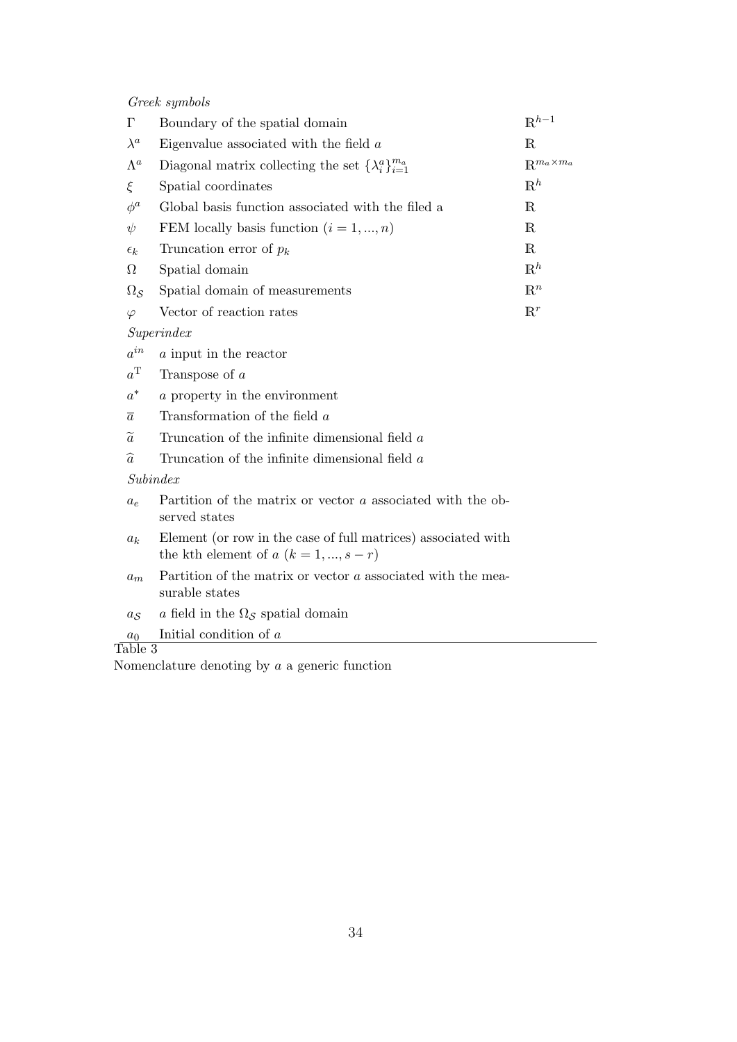*Greek symbols*

| | | |
|---|---|---|
| $\Gamma$ | Boundary of the spatial domain | $\mathbb{R}^{h-1}$ |
| $\lambda^a$ | Eigenvalue associated with the field $a$ | $\mathbb{R}$ |
| $\Lambda^a$ | Diagonal matrix collecting the set $\{\lambda_i^a\}_{i=1}^{m_a}$ | $\mathbb{R}^{m_a \times m_a}$ |
| $\xi$ | Spatial coordinates | $\mathbb{R}^h$ |
| $\phi^a$ | Global basis function associated with the filed a | $\mathbb{R}$ |
| $\psi$ | FEM locally basis function $(i = 1, ..., n)$ | $\mathbb{R}$ |
| $\epsilon_k$ | Truncation error of $p_k$ | $\mathbb{R}$ |
| $\Omega$ | Spatial domain | $\mathbb{R}^h$ |
| $\Omega_{\mathcal{S}}$ | Spatial domain of measurements | $\mathbb{R}^n$ |
| $\varphi$ | Vector of reaction rates | $\mathbb{R}^r$ |

*Superindex*

| | |
|---|---|
| $a^{in}$ | $a$ input in the reactor |
| $a^{\mathrm{T}}$ | Transpose of $a$ |
| $a^*$ | $a$ property in the environment |
| $\overline{a}$ | Transformation of the field $a$ |
| $\widetilde{a}$ | Truncation of the infinite dimensional field $a$ |
| $\widehat{a}$ | Truncation of the infinite dimensional field $a$ |

*Subindex*

| | |
|---|---|
| $a_e$ | Partition of the matrix or vector $a$ associated with the observed states |
| $a_k$ | Element (or row in the case of full matrices) associated with the kth element of $a$ $(k = 1, ..., s - r)$ |
| $a_m$ | Partition of the matrix or vector $a$ associated with the measurable states |
| $a_{\mathcal{S}}$ | $a$ field in the $\Omega_{\mathcal{S}}$ spatial domain |
| $a_0$ | Initial condition of $a$ |

Table 3

Nomenclature denoting by $a$ a generic function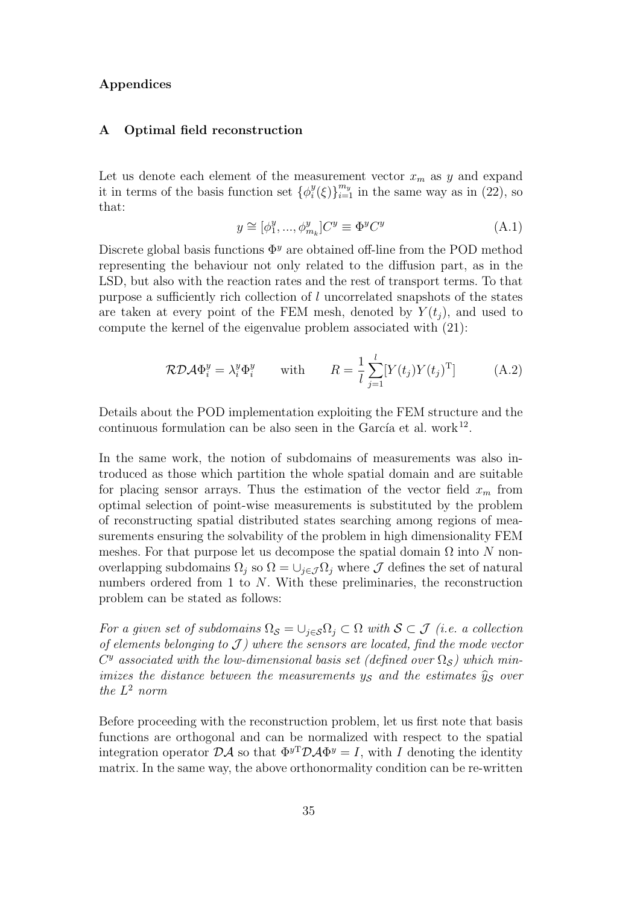# Appendices

## A Optimal field reconstruction

Let us denote each element of the measurement vector $x_m$ as $y$ and expand it in terms of the basis function set $\{\phi_i^y(\xi)\}_{i=1}^{m_y}$ in the same way as in (22), so that:

$$y \cong [\phi_1^y, ..., \phi_{m_k}^y]C^y \equiv \Phi^y C^y \tag{A.1}$$

Discrete global basis functions $\Phi^y$ are obtained off-line from the POD method representing the behaviour not only related to the diffusion part, as in the LSD, but also with the reaction rates and the rest of transport terms. To that purpose a sufficiently rich collection of $l$ uncorrelated snapshots of the states are taken at every point of the FEM mesh, denoted by $Y(t_j)$, and used to compute the kernel of the eigenvalue problem associated with (21):

$$\mathcal{RDA}\Phi_i^y = \lambda_i^y \Phi_i^y \qquad \text{with} \qquad R = \frac{1}{l}\sum_{j=1}^{l}[Y(t_j)Y(t_j)^{\mathrm{T}}] \tag{A.2}$$

Details about the POD implementation exploiting the FEM structure and the continuous formulation can be also seen in the García et al. work[12].

In the same work, the notion of subdomains of measurements was also introduced as those which partition the whole spatial domain and are suitable for placing sensor arrays. Thus the estimation of the vector field $x_m$ from optimal selection of point-wise measurements is substituted by the problem of reconstructing spatial distributed states searching among regions of measurements ensuring the solvability of the problem in high dimensionality FEM meshes. For that purpose let us decompose the spatial domain $\Omega$ into $N$ non-overlapping subdomains $\Omega_j$ so $\Omega = \cup_{j\in\mathcal{J}}\Omega_j$ where $\mathcal{J}$ defines the set of natural numbers ordered from 1 to $N$. With these preliminaries, the reconstruction problem can be stated as follows:

*For a given set of subdomains $\Omega_{\mathcal{S}} = \cup_{j\in\mathcal{S}}\Omega_j \subset \Omega$ with $\mathcal{S} \subset \mathcal{J}$ (i.e. a collection of elements belonging to $\mathcal{J}$) where the sensors are located, find the mode vector $C^y$ associated with the low-dimensional basis set (defined over $\Omega_{\mathcal{S}}$) which minimizes the distance between the measurements $y_{\mathcal{S}}$ and the estimates $\widehat{y}_{\mathcal{S}}$ over the $L^2$ norm*

Before proceeding with the reconstruction problem, let us first note that basis functions are orthogonal and can be normalized with respect to the spatial integration operator $\mathcal{DA}$ so that $\Phi^{y\mathrm{T}}\mathcal{DA}\Phi^y = I$, with $I$ denoting the identity matrix. In the same way, the above orthonormality condition can be re-written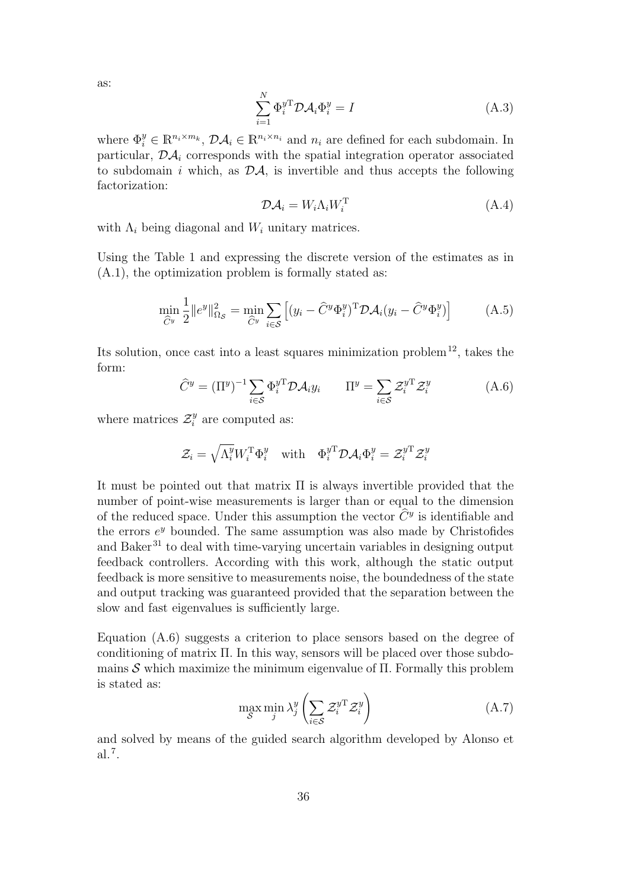as:

$$\sum_{i=1}^{N} \Phi_i^{y\mathrm{T}} \mathcal{DA}_i \Phi_i^y = I \tag{A.3}$$

where $\Phi_i^y \in \mathbb{R}^{n_i \times m_k}$, $\mathcal{DA}_i \in \mathbb{R}^{n_i \times n_i}$ and $n_i$ are defined for each subdomain. In particular, $\mathcal{DA}_i$ corresponds with the spatial integration operator associated to subdomain $i$ which, as $\mathcal{DA}$, is invertible and thus accepts the following factorization:

$$\mathcal{DA}_i = W_i \Lambda_i W_i^{\mathrm{T}} \tag{A.4}$$

with $\Lambda_i$ being diagonal and $W_i$ unitary matrices.

Using the Table 1 and expressing the discrete version of the estimates as in (A.1), the optimization problem is formally stated as:

$$\min_{\widehat{C}^y} \frac{1}{2} \|e^y\|_{\Omega_{\mathcal{S}}}^2 = \min_{\widehat{C}^y} \sum_{i \in \mathcal{S}} \left[ (y_i - \widehat{C}^y \Phi_i^y)^{\mathrm{T}} \mathcal{DA}_i (y_i - \widehat{C}^y \Phi_i^y) \right] \tag{A.5}$$

Its solution, once cast into a least squares minimization problem[12], takes the form:

$$\widehat{C}^y = (\Pi^y)^{-1} \sum_{i \in \mathcal{S}} \Phi_i^{y\mathrm{T}} \mathcal{DA}_i y_i \qquad \Pi^y = \sum_{i \in \mathcal{S}} \mathcal{Z}_i^{y\mathrm{T}} \mathcal{Z}_i^y \tag{A.6}$$

where matrices $\mathcal{Z}_i^y$ are computed as:

$$\mathcal{Z}_i = \sqrt{\Lambda_i^y} W_i^{\mathrm{T}} \Phi_i^y \quad \text{with} \quad \Phi_i^{y\mathrm{T}} \mathcal{DA}_i \Phi_i^y = \mathcal{Z}_i^{y\mathrm{T}} \mathcal{Z}_i^y$$

It must be pointed out that matrix $\Pi$ is always invertible provided that the number of point-wise measurements is larger than or equal to the dimension of the reduced space. Under this assumption the vector $\widehat{C}^y$ is identifiable and the errors $e^y$ bounded. The same assumption was also made by Christofides and Baker[31] to deal with time-varying uncertain variables in designing output feedback controllers. According with this work, although the static output feedback is more sensitive to measurements noise, the boundedness of the state and output tracking was guaranteed provided that the separation between the slow and fast eigenvalues is sufficiently large.

Equation (A.6) suggests a criterion to place sensors based on the degree of conditioning of matrix $\Pi$. In this way, sensors will be placed over those subdomains $\mathcal{S}$ which maximize the minimum eigenvalue of $\Pi$. Formally this problem is stated as:

$$\max_{\mathcal{S}} \min_{j} \lambda_j^y \left( \sum_{i \in \mathcal{S}} \mathcal{Z}_i^{y\mathrm{T}} \mathcal{Z}_i^y \right) \tag{A.7}$$

and solved by means of the guided search algorithm developed by Alonso et al.[7].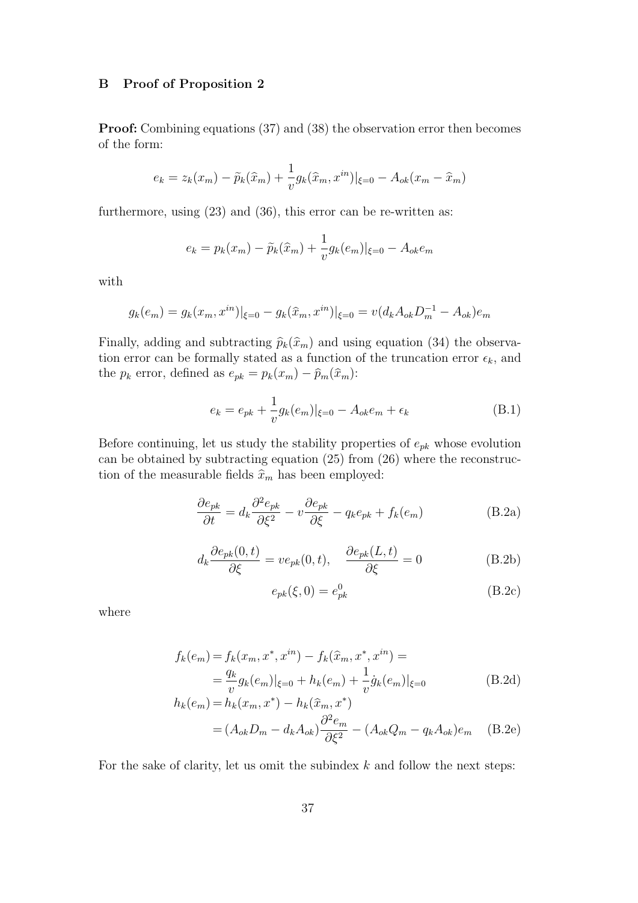## B Proof of Proposition 2

**Proof:** Combining equations (37) and (38) the observation error then becomes of the form:

$$e_k = z_k(x_m) - \widetilde{p}_k(\widehat{x}_m) + \frac{1}{v} g_k(\widehat{x}_m, x^{in})|_{\xi=0} - A_{ok}(x_m - \widehat{x}_m)$$

furthermore, using (23) and (36), this error can be re-written as:

$$e_k = p_k(x_m) - \widetilde{p}_k(\widehat{x}_m) + \frac{1}{v} g_k(e_m)|_{\xi=0} - A_{ok} e_m$$

with

$$g_k(e_m) = g_k(x_m, x^{in})|_{\xi=0} - g_k(\widehat{x}_m, x^{in})|_{\xi=0} = v(d_k A_{ok} D_m^{-1} - A_{ok}) e_m$$

Finally, adding and subtracting $\widehat{p}_k(\widehat{x}_m)$ and using equation (34) the observation error can be formally stated as a function of the truncation error $\epsilon_k$, and the $p_k$ error, defined as $e_{pk} = p_k(x_m) - \widehat{p}_m(\widehat{x}_m)$:

$$e_k = e_{pk} + \frac{1}{v} g_k(e_m)|_{\xi=0} - A_{ok} e_m + \epsilon_k \tag{B.1}$$

Before continuing, let us study the stability properties of $e_{pk}$ whose evolution can be obtained by subtracting equation (25) from (26) where the reconstruction of the measurable fields $\widehat{x}_m$ has been employed:

$$\frac{\partial e_{pk}}{\partial t} = d_k \frac{\partial^2 e_{pk}}{\partial \xi^2} - v \frac{\partial e_{pk}}{\partial \xi} - q_k e_{pk} + f_k(e_m) \tag{B.2a}$$

$$d_k \frac{\partial e_{pk}(0,t)}{\partial \xi} = v e_{pk}(0,t), \quad \frac{\partial e_{pk}(L,t)}{\partial \xi} = 0 \tag{B.2b}$$

$$e_{pk}(\xi, 0) = e_{pk}^0 \tag{B.2c}$$

where

$$\begin{aligned}
f_k(e_m) &= f_k(x_m, x^*, x^{in}) - f_k(\widehat{x}_m, x^*, x^{in}) = \\
&= \frac{q_k}{v} g_k(e_m)|_{\xi=0} + h_k(e_m) + \frac{1}{v} \dot{g}_k(e_m)|_{\xi=0} \qquad \text{(B.2d)} \\
h_k(e_m) &= h_k(x_m, x^*) - h_k(\widehat{x}_m, x^*) \\
&= (A_{ok} D_m - d_k A_{ok}) \frac{\partial^2 e_m}{\partial \xi^2} - (A_{ok} Q_m - q_k A_{ok}) e_m \qquad \text{(B.2e)}
\end{aligned}$$

For the sake of clarity, let us omit the subindex $k$ and follow the next steps: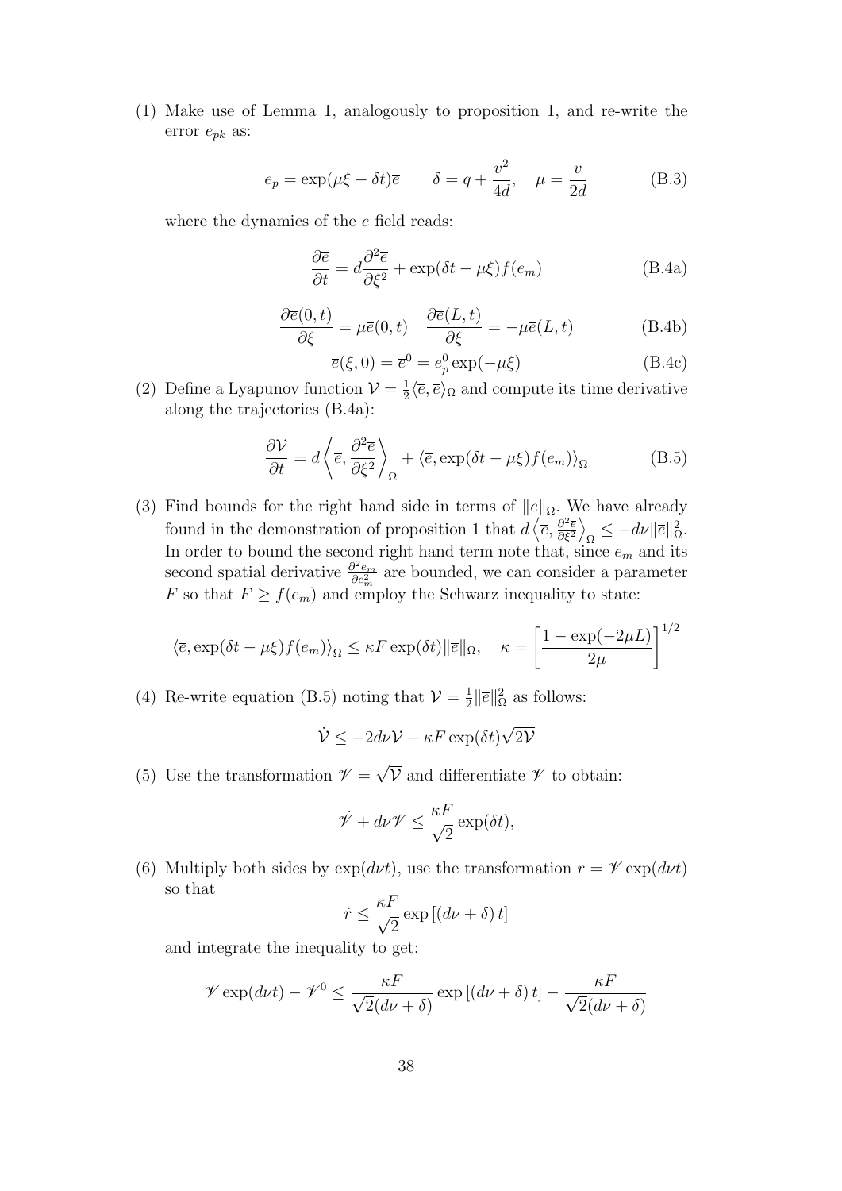(1) Make use of Lemma 1, analogously to proposition 1, and re-write the error $e_{pk}$ as:

$$e_p = \exp(\mu\xi - \delta t)\overline{e} \qquad \delta = q + \frac{v^2}{4d}, \quad \mu = \frac{v}{2d} \tag{B.3}$$

where the dynamics of the $\overline{e}$ field reads:

$$\frac{\partial \overline{e}}{\partial t} = d\frac{\partial^2 \overline{e}}{\partial \xi^2} + \exp(\delta t - \mu\xi) f(e_m) \tag{B.4a}$$

$$\frac{\partial \overline{e}(0,t)}{\partial \xi} = \mu \overline{e}(0,t) \quad \frac{\partial \overline{e}(L,t)}{\partial \xi} = -\mu \overline{e}(L,t) \tag{B.4b}$$

$$\overline{e}(\xi, 0) = \overline{e}^0 = e_p^0 \exp(-\mu\xi) \tag{B.4c}$$

(2) Define a Lyapunov function $\mathcal{V} = \frac{1}{2}\langle \overline{e}, \overline{e}\rangle_\Omega$ and compute its time derivative along the trajectories (B.4a):

$$\frac{\partial \mathcal{V}}{\partial t} = d\left\langle \overline{e}, \frac{\partial^2 \overline{e}}{\partial \xi^2}\right\rangle_\Omega + \langle \overline{e}, \exp(\delta t - \mu\xi) f(e_m)\rangle_\Omega \tag{B.5}$$

(3) Find bounds for the right hand side in terms of $\|\overline{e}\|_\Omega$. We have already found in the demonstration of proposition 1 that $d\left\langle \overline{e}, \frac{\partial^2 \overline{e}}{\partial \xi^2}\right\rangle_\Omega \leq -d\nu\|\overline{e}\|_\Omega^2$. In order to bound the second right hand term note that, since $e_m$ and its second spatial derivative $\frac{\partial^2 e_m}{\partial e_m^2}$ are bounded, we can consider a parameter $F$ so that $F \geq f(e_m)$ and employ the Schwarz inequality to state:

$$\langle \overline{e}, \exp(\delta t - \mu\xi) f(e_m)\rangle_\Omega \leq \kappa F \exp(\delta t)\|\overline{e}\|_\Omega, \quad \kappa = \left[\frac{1 - \exp(-2\mu L)}{2\mu}\right]^{1/2}$$

(4) Re-write equation (B.5) noting that $\mathcal{V} = \frac{1}{2}\|\overline{e}\|_\Omega^2$ as follows:

$$\dot{\mathcal{V}} \leq -2d\nu\mathcal{V} + \kappa F \exp(\delta t)\sqrt{2\mathcal{V}}$$

(5) Use the transformation $\mathscr{V} = \sqrt{\mathcal{V}}$ and differentiate $\mathscr{V}$ to obtain:

$$\dot{\mathscr{V}} + d\nu\mathscr{V} \leq \frac{\kappa F}{\sqrt{2}}\exp(\delta t),$$

(6) Multiply both sides by $\exp(d\nu t)$, use the transformation $r = \mathscr{V}\exp(d\nu t)$ so that

$$\dot{r} \leq \frac{\kappa F}{\sqrt{2}}\exp\left[(d\nu + \delta)\, t\right]$$

and integrate the inequality to get:

$$\mathscr{V}\exp(d\nu t) - \mathscr{V}^0 \leq \frac{\kappa F}{\sqrt{2}(d\nu + \delta)}\exp\left[(d\nu + \delta)\, t\right] - \frac{\kappa F}{\sqrt{2}(d\nu + \delta)}$$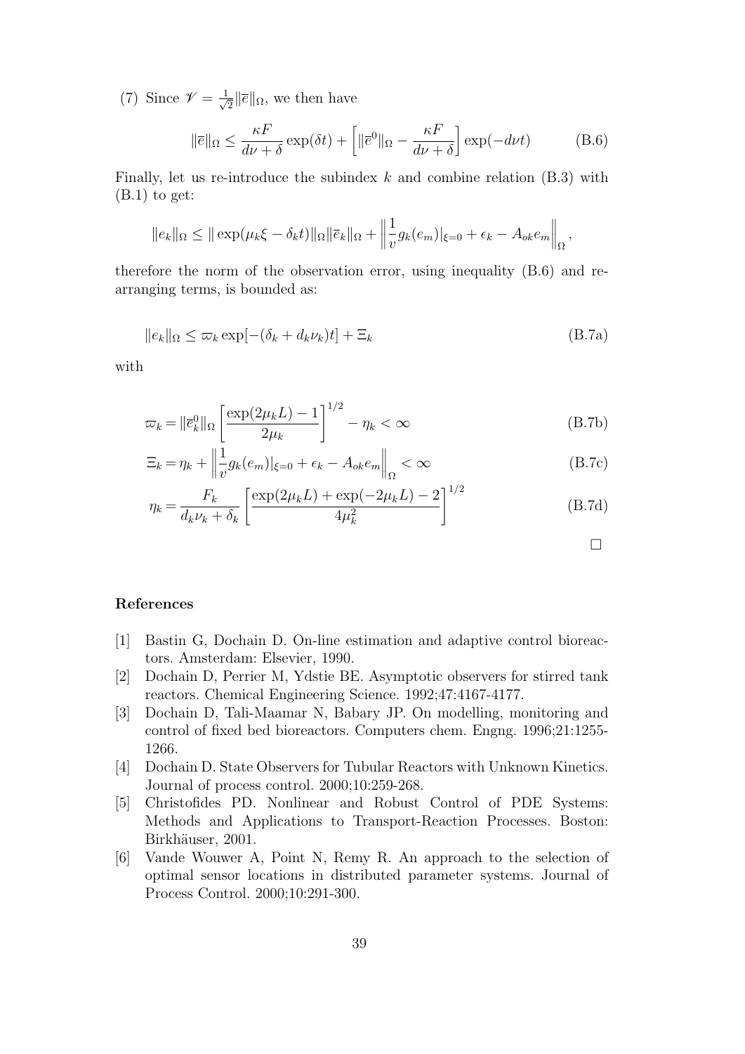(7) Since $\mathscr{V} = \frac{1}{\sqrt{2}}\|\bar{e}\|_\Omega$, we then have

$$\|\bar{e}\|_\Omega \leq \frac{\kappa F}{d\nu + \delta}\exp(\delta t) + \left[\|\bar{e}^0\|_\Omega - \frac{\kappa F}{d\nu + \delta}\right]\exp(-d\nu t) \tag{B.6}$$

Finally, let us re-introduce the subindex $k$ and combine relation (B.3) with (B.1) to get:

$$\|e_k\|_\Omega \leq \|\exp(\mu_k \xi - \delta_k t)\|_\Omega \|\bar{e}_k\|_\Omega + \left\|\frac{1}{v} g_k(e_m)|_{\xi=0} + \epsilon_k - A_{ok} e_m\right\|_\Omega,$$

therefore the norm of the observation error, using inequality (B.6) and re-arranging terms, is bounded as:

$$\|e_k\|_\Omega \leq \varpi_k \exp[-(\delta_k + d_k \nu_k)t] + \Xi_k \tag{B.7a}$$

with

$$\varpi_k = \|\bar{e}_k^0\|_\Omega \left[\frac{\exp(2\mu_k L) - 1}{2\mu_k}\right]^{1/2} - \eta_k < \infty \tag{B.7b}$$

$$\Xi_k = \eta_k + \left\|\frac{1}{v} g_k(e_m)|_{\xi=0} + \epsilon_k - A_{ok} e_m\right\|_\Omega < \infty \tag{B.7c}$$

$$\eta_k = \frac{F_k}{d_k \nu_k + \delta_k}\left[\frac{\exp(2\mu_k L) + \exp(-2\mu_k L) - 2}{4\mu_k^2}\right]^{1/2} \tag{B.7d}$$

□

## References

[1] Bastin G, Dochain D. On-line estimation and adaptive control bioreactors. Amsterdam: Elsevier, 1990.

[2] Dochain D, Perrier M, Ydstie BE. Asymptotic observers for stirred tank reactors. Chemical Engineering Science. 1992;47:4167-4177.

[3] Dochain D, Tali-Maamar N, Babary JP. On modelling, monitoring and control of fixed bed bioreactors. Computers chem. Engng. 1996;21:1255-1266.

[4] Dochain D. State Observers for Tubular Reactors with Unknown Kinetics. Journal of process control. 2000;10:259-268.

[5] Christofides PD. Nonlinear and Robust Control of PDE Systems: Methods and Applications to Transport-Reaction Processes. Boston: Birkhäuser, 2001.

[6] Vande Wouwer A, Point N, Remy R. An approach to the selection of optimal sensor locations in distributed parameter systems. Journal of Process Control. 2000;10:291-300.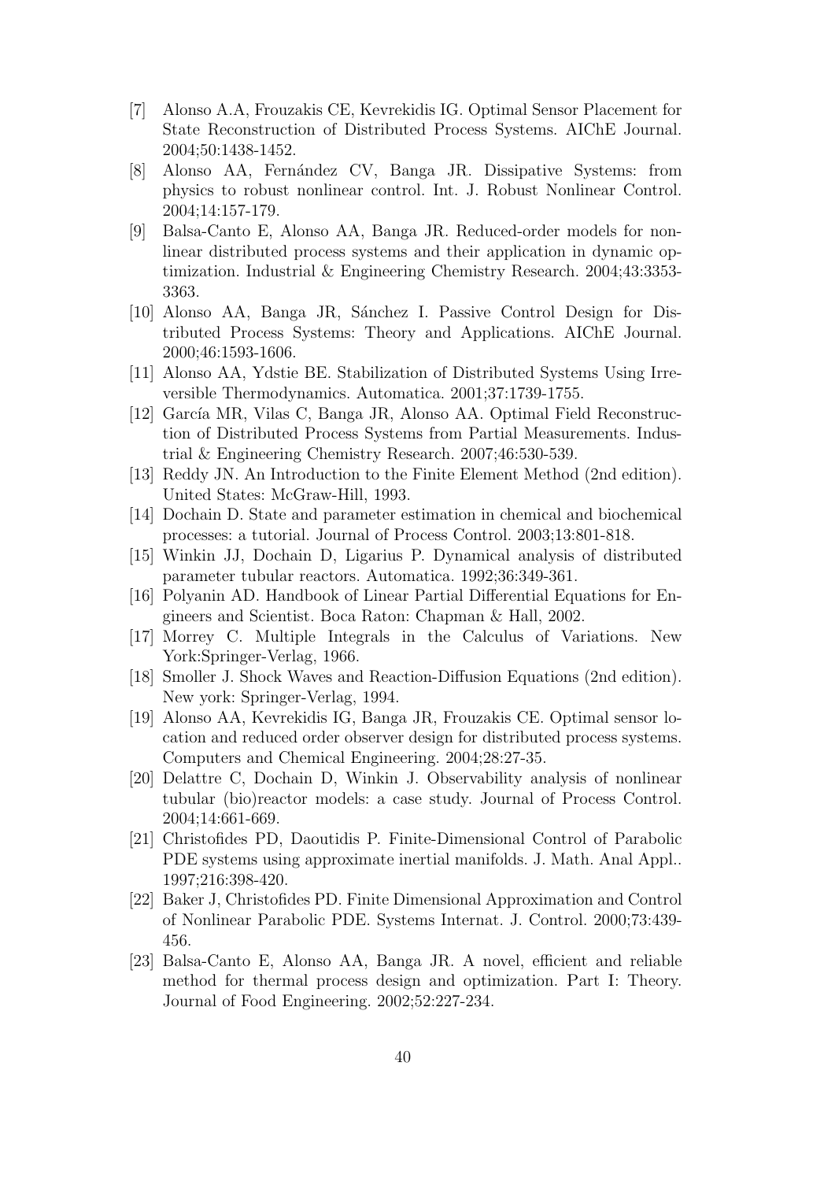[7] Alonso A.A, Frouzakis CE, Kevrekidis IG. Optimal Sensor Placement for State Reconstruction of Distributed Process Systems. AIChE Journal. 2004;50:1438-1452.

[8] Alonso AA, Fernández CV, Banga JR. Dissipative Systems: from physics to robust nonlinear control. Int. J. Robust Nonlinear Control. 2004;14:157-179.

[9] Balsa-Canto E, Alonso AA, Banga JR. Reduced-order models for nonlinear distributed process systems and their application in dynamic optimization. Industrial & Engineering Chemistry Research. 2004;43:3353-3363.

[10] Alonso AA, Banga JR, Sánchez I. Passive Control Design for Distributed Process Systems: Theory and Applications. AIChE Journal. 2000;46:1593-1606.

[11] Alonso AA, Ydstie BE. Stabilization of Distributed Systems Using Irreversible Thermodynamics. Automatica. 2001;37:1739-1755.

[12] García MR, Vilas C, Banga JR, Alonso AA. Optimal Field Reconstruction of Distributed Process Systems from Partial Measurements. Industrial & Engineering Chemistry Research. 2007;46:530-539.

[13] Reddy JN. An Introduction to the Finite Element Method (2nd edition). United States: McGraw-Hill, 1993.

[14] Dochain D. State and parameter estimation in chemical and biochemical processes: a tutorial. Journal of Process Control. 2003;13:801-818.

[15] Winkin JJ, Dochain D, Ligarius P. Dynamical analysis of distributed parameter tubular reactors. Automatica. 1992;36:349-361.

[16] Polyanin AD. Handbook of Linear Partial Differential Equations for Engineers and Scientist. Boca Raton: Chapman & Hall, 2002.

[17] Morrey C. Multiple Integrals in the Calculus of Variations. New York:Springer-Verlag, 1966.

[18] Smoller J. Shock Waves and Reaction-Diffusion Equations (2nd edition). New york: Springer-Verlag, 1994.

[19] Alonso AA, Kevrekidis IG, Banga JR, Frouzakis CE. Optimal sensor location and reduced order observer design for distributed process systems. Computers and Chemical Engineering. 2004;28:27-35.

[20] Delattre C, Dochain D, Winkin J. Observability analysis of nonlinear tubular (bio)reactor models: a case study. Journal of Process Control. 2004;14:661-669.

[21] Christofides PD, Daoutidis P. Finite-Dimensional Control of Parabolic PDE systems using approximate inertial manifolds. J. Math. Anal Appl.. 1997;216:398-420.

[22] Baker J, Christofides PD. Finite Dimensional Approximation and Control of Nonlinear Parabolic PDE. Systems Internat. J. Control. 2000;73:439-456.

[23] Balsa-Canto E, Alonso AA, Banga JR. A novel, efficient and reliable method for thermal process design and optimization. Part I: Theory. Journal of Food Engineering. 2002;52:227-234.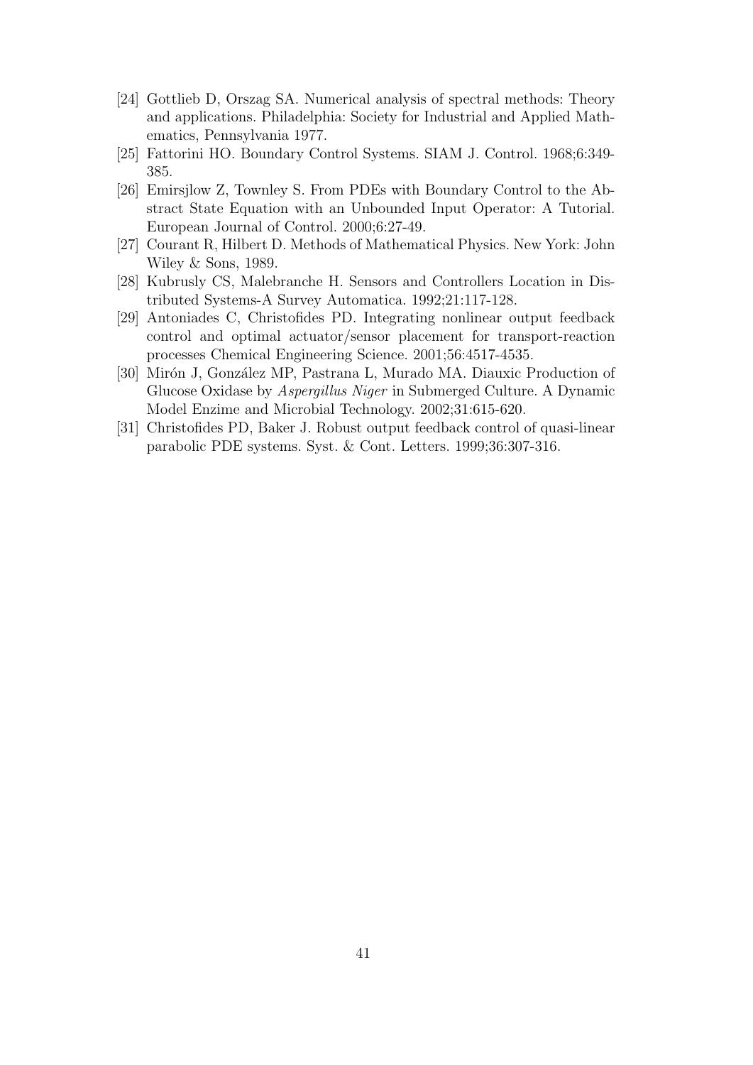[24] Gottlieb D, Orszag SA. Numerical analysis of spectral methods: Theory and applications. Philadelphia: Society for Industrial and Applied Mathematics, Pennsylvania 1977.

[25] Fattorini HO. Boundary Control Systems. SIAM J. Control. 1968;6:349-385.

[26] Emirsjlow Z, Townley S. From PDEs with Boundary Control to the Abstract State Equation with an Unbounded Input Operator: A Tutorial. European Journal of Control. 2000;6:27-49.

[27] Courant R, Hilbert D. Methods of Mathematical Physics. New York: John Wiley & Sons, 1989.

[28] Kubrusly CS, Malebranche H. Sensors and Controllers Location in Distributed Systems-A Survey Automatica. 1992;21:117-128.

[29] Antoniades C, Christofides PD. Integrating nonlinear output feedback control and optimal actuator/sensor placement for transport-reaction processes Chemical Engineering Science. 2001;56:4517-4535.

[30] Mirón J, González MP, Pastrana L, Murado MA. Diauxic Production of Glucose Oxidase by *Aspergillus Niger* in Submerged Culture. A Dynamic Model Enzime and Microbial Technology. 2002;31:615-620.

[31] Christofides PD, Baker J. Robust output feedback control of quasi-linear parabolic PDE systems. Syst. & Cont. Letters. 1999;36:307-316.